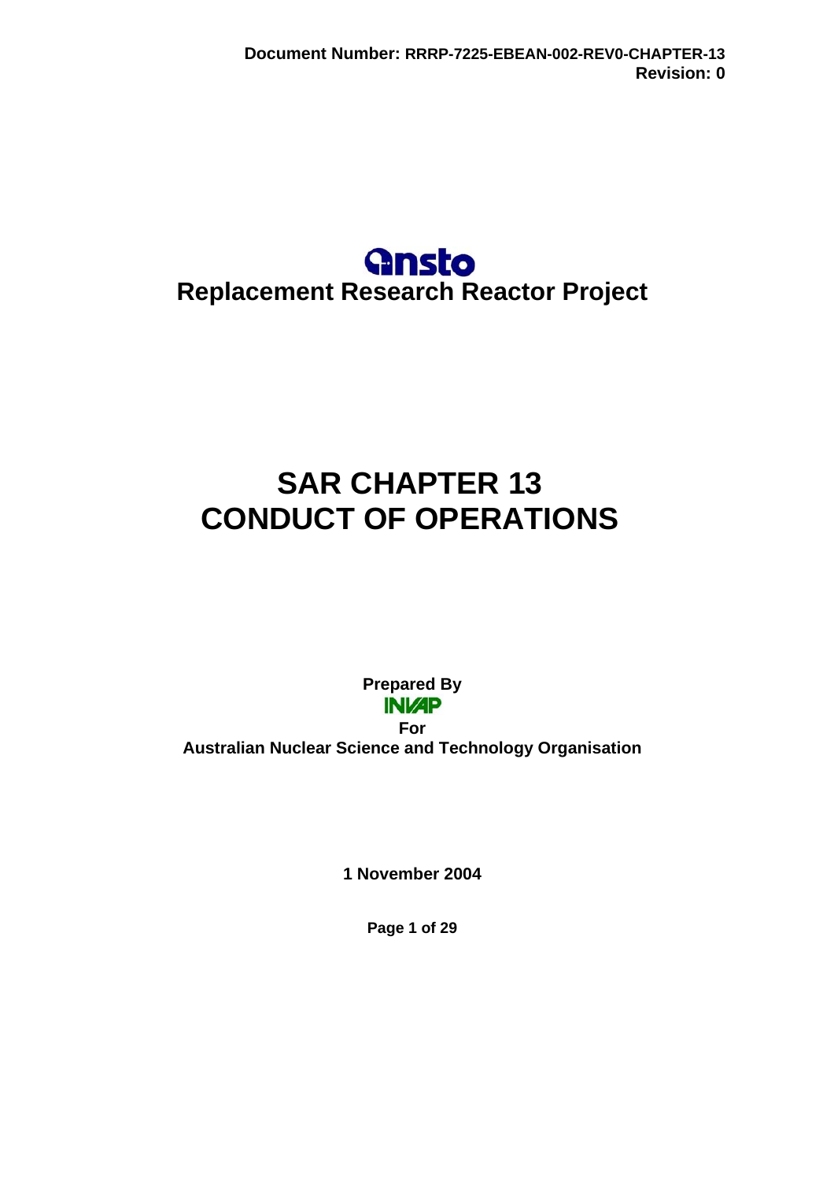**Document Number:** RRRP-7225-EBEAN-002-REV0-CHAPTER-13
**Revision: 0**

ansto

## Replacement Research Reactor Project

# SAR CHAPTER 13
# CONDUCT OF OPERATIONS

**Prepared By**

INVAP

**For**

**Australian Nuclear Science and Technology Organisation**

**1 November 2004**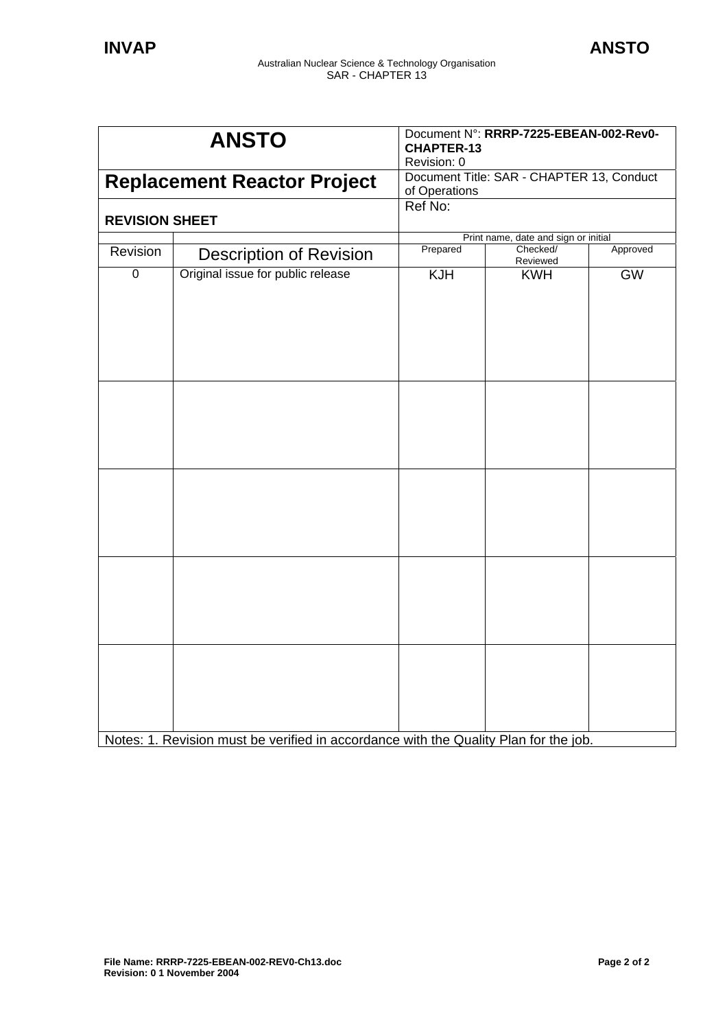| ANSTO | | Document N°: **RRRP-7225-EBEAN-002-Rev0-CHAPTER-13** Revision: 0 | | |
|---|---|---|---|---|
| **Replacement Reactor Project** | | Document Title: SAR - CHAPTER 13, Conduct of Operations | | |
| **REVISION SHEET** | | Ref No: | | |
| | | Print name, date and sign or initial | | |
| Revision | Description of Revision | Prepared | Checked/ Reviewed | Approved |
| 0 | Original issue for public release | KJH | KWH | GW |
| | | | | |
| | | | | |
| | | | | |
| | | | | |
| Notes: 1. Revision must be verified in accordance with the Quality Plan for the job. | | | | |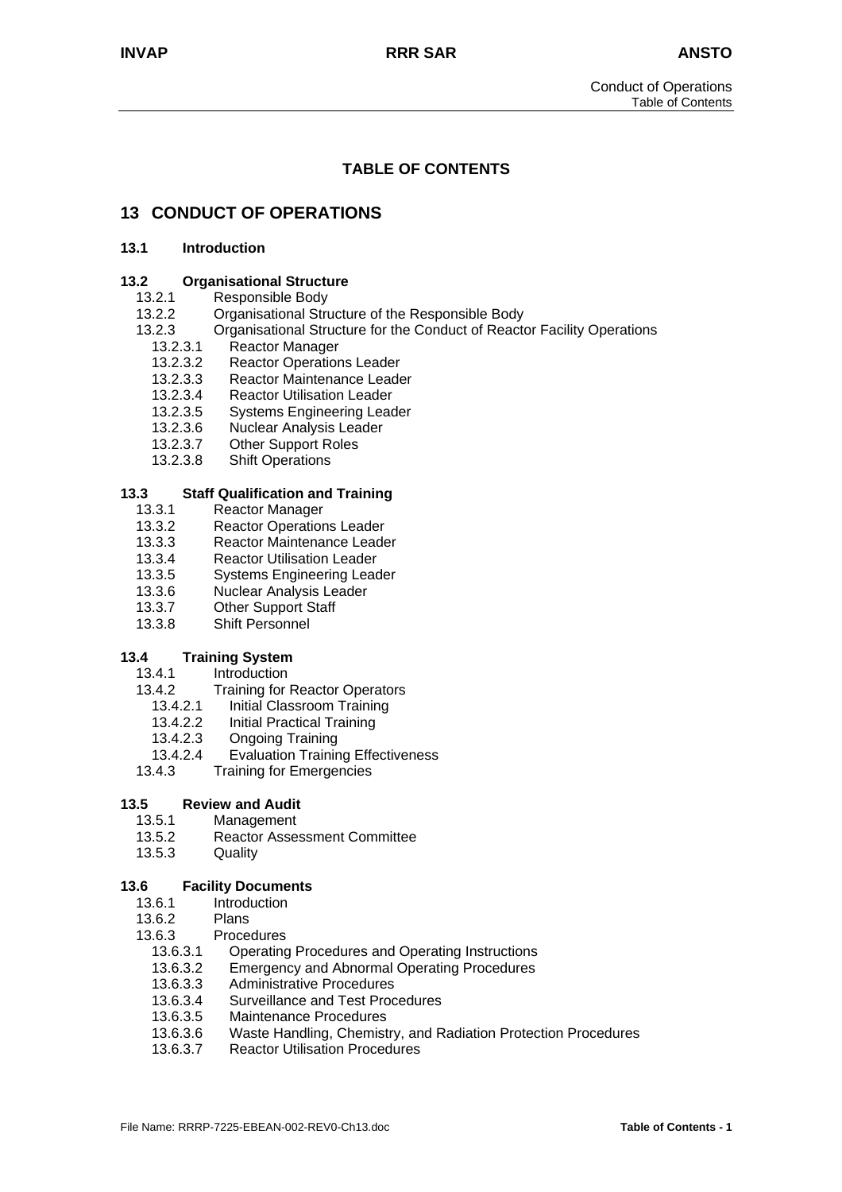# TABLE OF CONTENTS

## 13 CONDUCT OF OPERATIONS

**13.1 Introduction**

**13.2 Organisational Structure**

- 13.2.1 Responsible Body
- 13.2.2 Organisational Structure of the Responsible Body
- 13.2.3 Organisational Structure for the Conduct of Reactor Facility Operations
  - 13.2.3.1 Reactor Manager
  - 13.2.3.2 Reactor Operations Leader
  - 13.2.3.3 Reactor Maintenance Leader
  - 13.2.3.4 Reactor Utilisation Leader
  - 13.2.3.5 Systems Engineering Leader
  - 13.2.3.6 Nuclear Analysis Leader
  - 13.2.3.7 Other Support Roles
  - 13.2.3.8 Shift Operations

**13.3 Staff Qualification and Training**

- 13.3.1 Reactor Manager
- 13.3.2 Reactor Operations Leader
- 13.3.3 Reactor Maintenance Leader
- 13.3.4 Reactor Utilisation Leader
- 13.3.5 Systems Engineering Leader
- 13.3.6 Nuclear Analysis Leader
- 13.3.7 Other Support Staff
- 13.3.8 Shift Personnel

**13.4 Training System**

- 13.4.1 Introduction
- 13.4.2 Training for Reactor Operators
  - 13.4.2.1 Initial Classroom Training
  - 13.4.2.2 Initial Practical Training
  - 13.4.2.3 Ongoing Training
  - 13.4.2.4 Evaluation Training Effectiveness
- 13.4.3 Training for Emergencies

**13.5 Review and Audit**

- 13.5.1 Management
- 13.5.2 Reactor Assessment Committee
- 13.5.3 Quality

**13.6 Facility Documents**

- 13.6.1 Introduction
- 13.6.2 Plans
- 13.6.3 Procedures
  - 13.6.3.1 Operating Procedures and Operating Instructions
  - 13.6.3.2 Emergency and Abnormal Operating Procedures
  - 13.6.3.3 Administrative Procedures
  - 13.6.3.4 Surveillance and Test Procedures
  - 13.6.3.5 Maintenance Procedures
  - 13.6.3.6 Waste Handling, Chemistry, and Radiation Protection Procedures
  - 13.6.3.7 Reactor Utilisation Procedures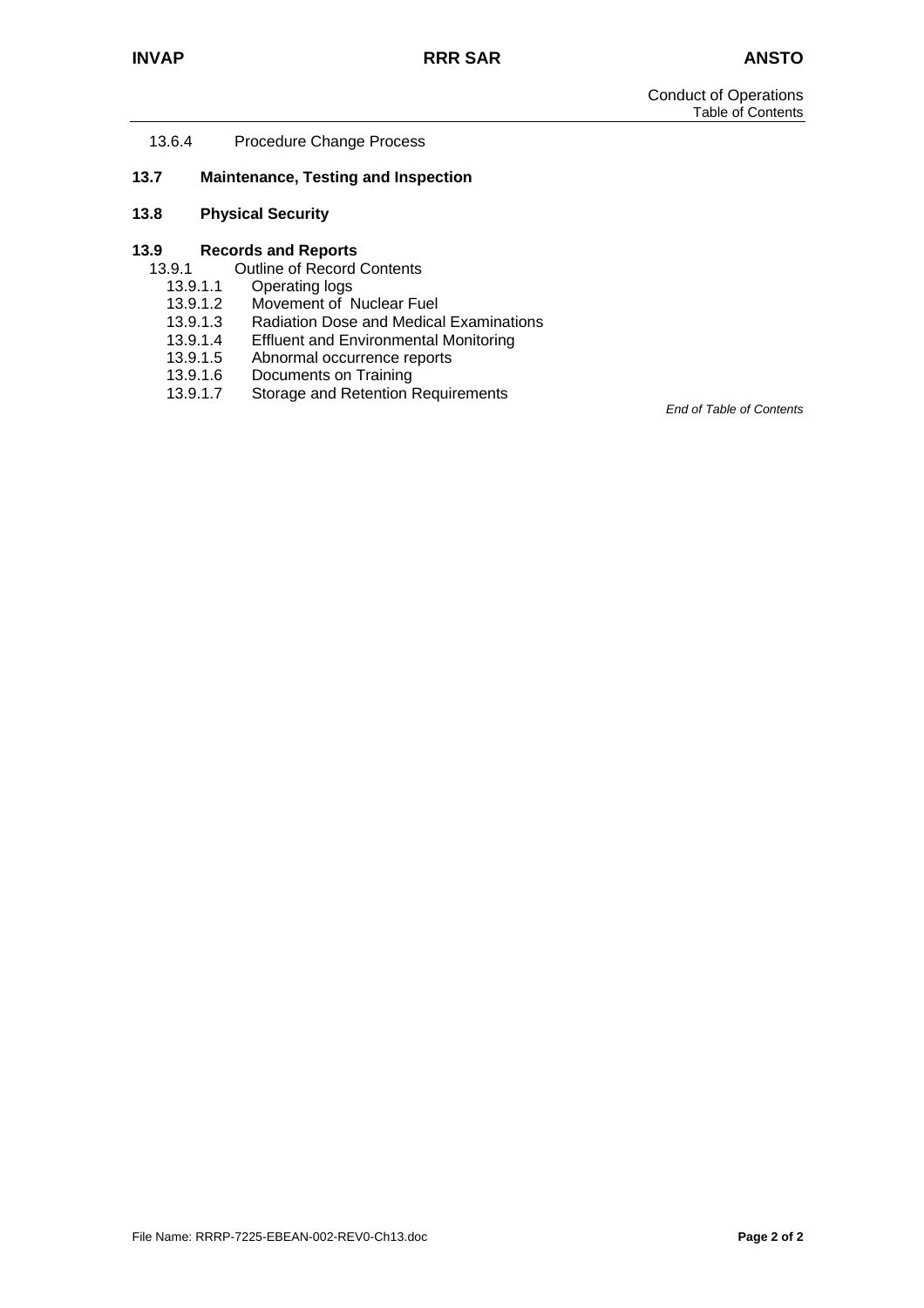13.6.4 Procedure Change Process

**13.7 Maintenance, Testing and Inspection**

**13.8 Physical Security**

**13.9 Records and Reports**

13.9.1 Outline of Record Contents

13.9.1.1 Operating logs

13.9.1.2 Movement of Nuclear Fuel

13.9.1.3 Radiation Dose and Medical Examinations

13.9.1.4 Effluent and Environmental Monitoring

13.9.1.5 Abnormal occurrence reports

13.9.1.6 Documents on Training

13.9.1.7 Storage and Retention Requirements

*End of Table of Contents*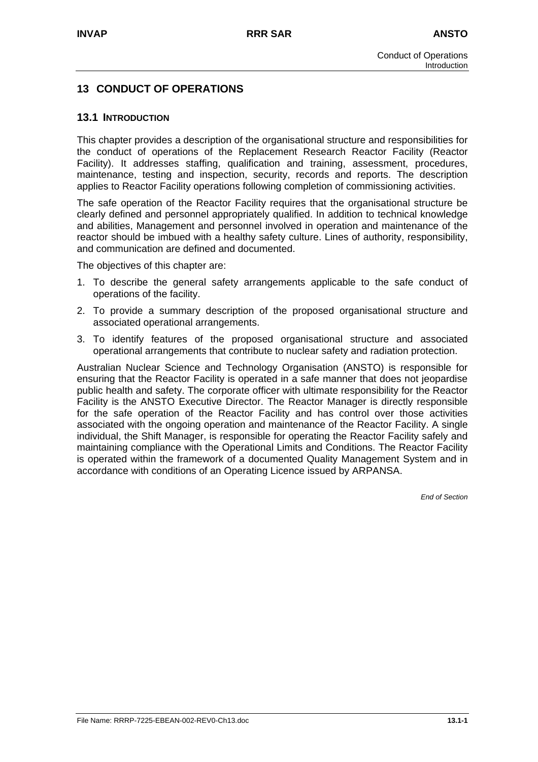# 13 CONDUCT OF OPERATIONS

## 13.1 INTRODUCTION

This chapter provides a description of the organisational structure and responsibilities for the conduct of operations of the Replacement Research Reactor Facility (Reactor Facility). It addresses staffing, qualification and training, assessment, procedures, maintenance, testing and inspection, security, records and reports. The description applies to Reactor Facility operations following completion of commissioning activities.

The safe operation of the Reactor Facility requires that the organisational structure be clearly defined and personnel appropriately qualified. In addition to technical knowledge and abilities, Management and personnel involved in operation and maintenance of the reactor should be imbued with a healthy safety culture. Lines of authority, responsibility, and communication are defined and documented.

The objectives of this chapter are:

1. To describe the general safety arrangements applicable to the safe conduct of operations of the facility.
2. To provide a summary description of the proposed organisational structure and associated operational arrangements.
3. To identify features of the proposed organisational structure and associated operational arrangements that contribute to nuclear safety and radiation protection.

Australian Nuclear Science and Technology Organisation (ANSTO) is responsible for ensuring that the Reactor Facility is operated in a safe manner that does not jeopardise public health and safety. The corporate officer with ultimate responsibility for the Reactor Facility is the ANSTO Executive Director. The Reactor Manager is directly responsible for the safe operation of the Reactor Facility and has control over those activities associated with the ongoing operation and maintenance of the Reactor Facility. A single individual, the Shift Manager, is responsible for operating the Reactor Facility safely and maintaining compliance with the Operational Limits and Conditions. The Reactor Facility is operated within the framework of a documented Quality Management System and in accordance with conditions of an Operating Licence issued by ARPANSA.

*End of Section*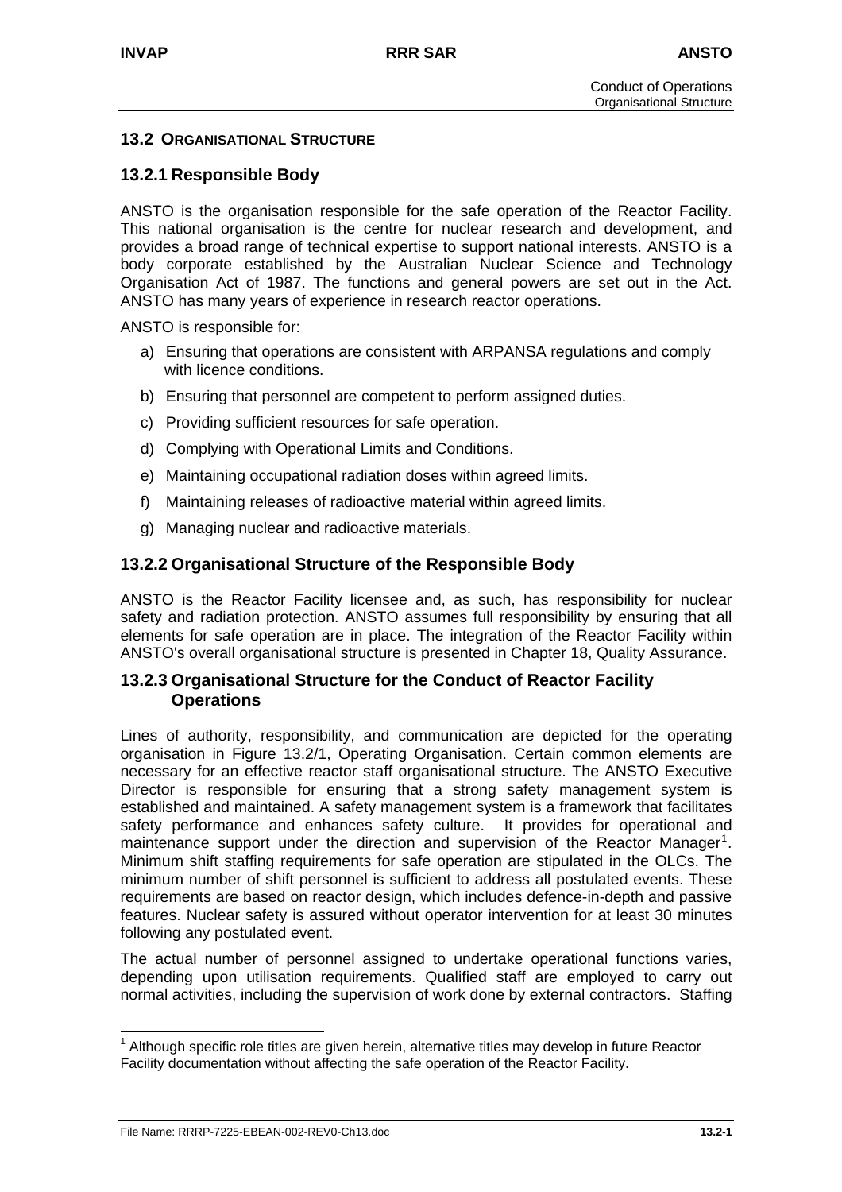## 13.2 ORGANISATIONAL STRUCTURE

### 13.2.1 Responsible Body

ANSTO is the organisation responsible for the safe operation of the Reactor Facility. This national organisation is the centre for nuclear research and development, and provides a broad range of technical expertise to support national interests. ANSTO is a body corporate established by the Australian Nuclear Science and Technology Organisation Act of 1987. The functions and general powers are set out in the Act. ANSTO has many years of experience in research reactor operations.

ANSTO is responsible for:

a) Ensuring that operations are consistent with ARPANSA regulations and comply with licence conditions.

b) Ensuring that personnel are competent to perform assigned duties.

c) Providing sufficient resources for safe operation.

d) Complying with Operational Limits and Conditions.

e) Maintaining occupational radiation doses within agreed limits.

f) Maintaining releases of radioactive material within agreed limits.

g) Managing nuclear and radioactive materials.

### 13.2.2 Organisational Structure of the Responsible Body

ANSTO is the Reactor Facility licensee and, as such, has responsibility for nuclear safety and radiation protection. ANSTO assumes full responsibility by ensuring that all elements for safe operation are in place. The integration of the Reactor Facility within ANSTO's overall organisational structure is presented in Chapter 18, Quality Assurance.

### 13.2.3 Organisational Structure for the Conduct of Reactor Facility Operations

Lines of authority, responsibility, and communication are depicted for the operating organisation in Figure 13.2/1, Operating Organisation. Certain common elements are necessary for an effective reactor staff organisational structure. The ANSTO Executive Director is responsible for ensuring that a strong safety management system is established and maintained. A safety management system is a framework that facilitates safety performance and enhances safety culture. It provides for operational and maintenance support under the direction and supervision of the Reactor Manager[1]. Minimum shift staffing requirements for safe operation are stipulated in the OLCs. The minimum number of shift personnel is sufficient to address all postulated events. These requirements are based on reactor design, which includes defence-in-depth and passive features. Nuclear safety is assured without operator intervention for at least 30 minutes following any postulated event.

The actual number of personnel assigned to undertake operational functions varies, depending upon utilisation requirements. Qualified staff are employed to carry out normal activities, including the supervision of work done by external contractors. Staffing

[1] Although specific role titles are given herein, alternative titles may develop in future Reactor Facility documentation without affecting the safe operation of the Reactor Facility.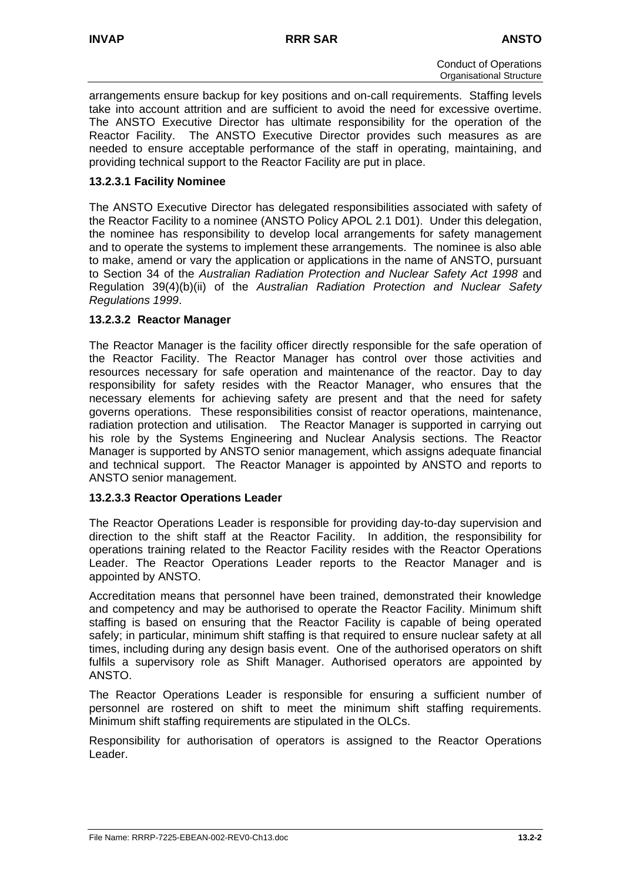arrangements ensure backup for key positions and on-call requirements. Staffing levels take into account attrition and are sufficient to avoid the need for excessive overtime. The ANSTO Executive Director has ultimate responsibility for the operation of the Reactor Facility. The ANSTO Executive Director provides such measures as are needed to ensure acceptable performance of the staff in operating, maintaining, and providing technical support to the Reactor Facility are put in place.

### 13.2.3.1 Facility Nominee

The ANSTO Executive Director has delegated responsibilities associated with safety of the Reactor Facility to a nominee (ANSTO Policy APOL 2.1 D01). Under this delegation, the nominee has responsibility to develop local arrangements for safety management and to operate the systems to implement these arrangements. The nominee is also able to make, amend or vary the application or applications in the name of ANSTO, pursuant to Section 34 of the *Australian Radiation Protection and Nuclear Safety Act 1998* and Regulation 39(4)(b)(ii) of the *Australian Radiation Protection and Nuclear Safety Regulations 1999*.

### 13.2.3.2 Reactor Manager

The Reactor Manager is the facility officer directly responsible for the safe operation of the Reactor Facility. The Reactor Manager has control over those activities and resources necessary for safe operation and maintenance of the reactor. Day to day responsibility for safety resides with the Reactor Manager, who ensures that the necessary elements for achieving safety are present and that the need for safety governs operations. These responsibilities consist of reactor operations, maintenance, radiation protection and utilisation. The Reactor Manager is supported in carrying out his role by the Systems Engineering and Nuclear Analysis sections. The Reactor Manager is supported by ANSTO senior management, which assigns adequate financial and technical support. The Reactor Manager is appointed by ANSTO and reports to ANSTO senior management.

### 13.2.3.3 Reactor Operations Leader

The Reactor Operations Leader is responsible for providing day-to-day supervision and direction to the shift staff at the Reactor Facility. In addition, the responsibility for operations training related to the Reactor Facility resides with the Reactor Operations Leader. The Reactor Operations Leader reports to the Reactor Manager and is appointed by ANSTO.

Accreditation means that personnel have been trained, demonstrated their knowledge and competency and may be authorised to operate the Reactor Facility. Minimum shift staffing is based on ensuring that the Reactor Facility is capable of being operated safely; in particular, minimum shift staffing is that required to ensure nuclear safety at all times, including during any design basis event. One of the authorised operators on shift fulfils a supervisory role as Shift Manager. Authorised operators are appointed by ANSTO.

The Reactor Operations Leader is responsible for ensuring a sufficient number of personnel are rostered on shift to meet the minimum shift staffing requirements. Minimum shift staffing requirements are stipulated in the OLCs.

Responsibility for authorisation of operators is assigned to the Reactor Operations Leader.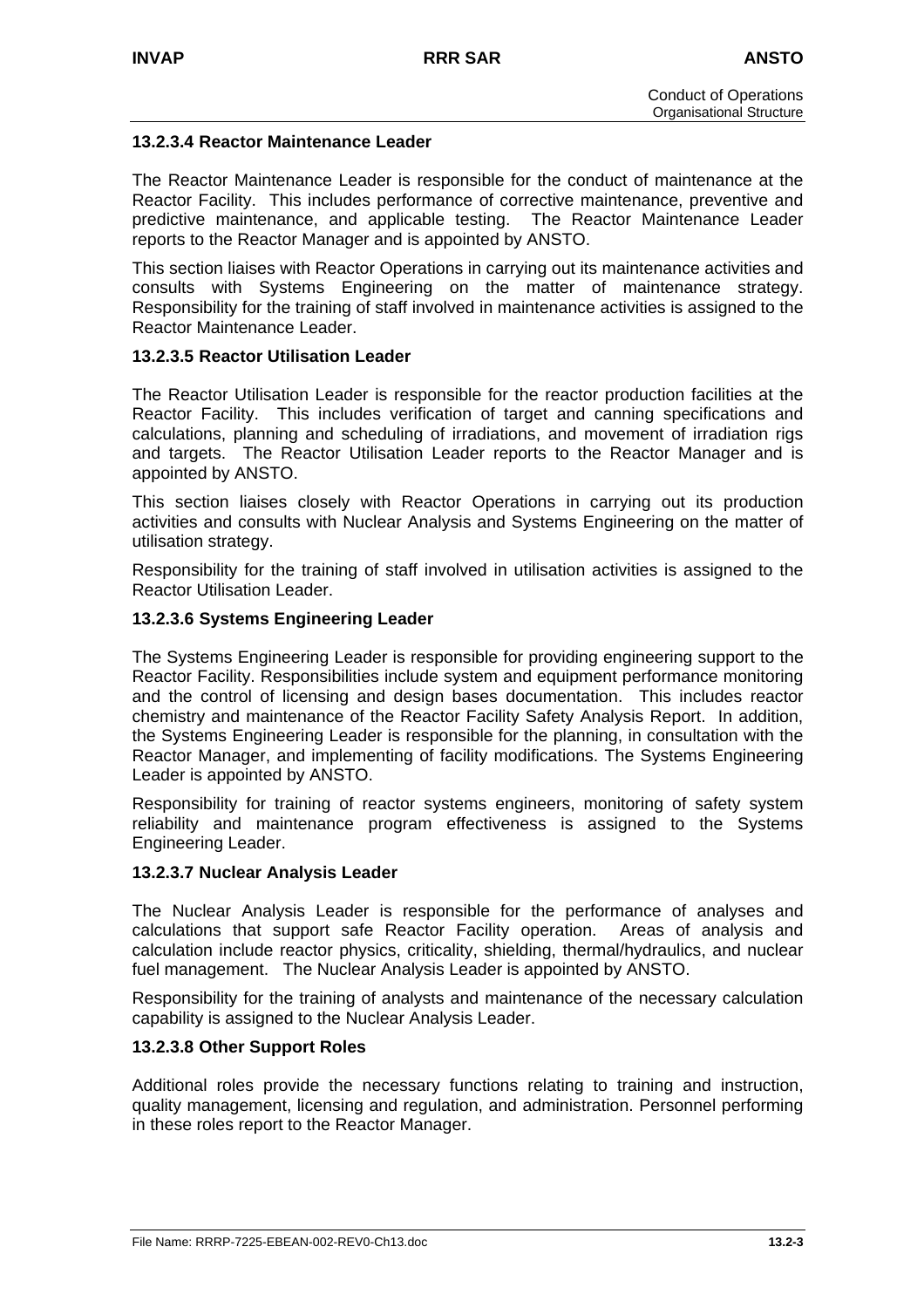#### 13.2.3.4 Reactor Maintenance Leader

The Reactor Maintenance Leader is responsible for the conduct of maintenance at the Reactor Facility. This includes performance of corrective maintenance, preventive and predictive maintenance, and applicable testing. The Reactor Maintenance Leader reports to the Reactor Manager and is appointed by ANSTO.

This section liaises with Reactor Operations in carrying out its maintenance activities and consults with Systems Engineering on the matter of maintenance strategy. Responsibility for the training of staff involved in maintenance activities is assigned to the Reactor Maintenance Leader.

#### 13.2.3.5 Reactor Utilisation Leader

The Reactor Utilisation Leader is responsible for the reactor production facilities at the Reactor Facility. This includes verification of target and canning specifications and calculations, planning and scheduling of irradiations, and movement of irradiation rigs and targets. The Reactor Utilisation Leader reports to the Reactor Manager and is appointed by ANSTO.

This section liaises closely with Reactor Operations in carrying out its production activities and consults with Nuclear Analysis and Systems Engineering on the matter of utilisation strategy.

Responsibility for the training of staff involved in utilisation activities is assigned to the Reactor Utilisation Leader.

#### 13.2.3.6 Systems Engineering Leader

The Systems Engineering Leader is responsible for providing engineering support to the Reactor Facility. Responsibilities include system and equipment performance monitoring and the control of licensing and design bases documentation. This includes reactor chemistry and maintenance of the Reactor Facility Safety Analysis Report. In addition, the Systems Engineering Leader is responsible for the planning, in consultation with the Reactor Manager, and implementing of facility modifications. The Systems Engineering Leader is appointed by ANSTO.

Responsibility for training of reactor systems engineers, monitoring of safety system reliability and maintenance program effectiveness is assigned to the Systems Engineering Leader.

#### 13.2.3.7 Nuclear Analysis Leader

The Nuclear Analysis Leader is responsible for the performance of analyses and calculations that support safe Reactor Facility operation. Areas of analysis and calculation include reactor physics, criticality, shielding, thermal/hydraulics, and nuclear fuel management. The Nuclear Analysis Leader is appointed by ANSTO.

Responsibility for the training of analysts and maintenance of the necessary calculation capability is assigned to the Nuclear Analysis Leader.

#### 13.2.3.8 Other Support Roles

Additional roles provide the necessary functions relating to training and instruction, quality management, licensing and regulation, and administration. Personnel performing in these roles report to the Reactor Manager.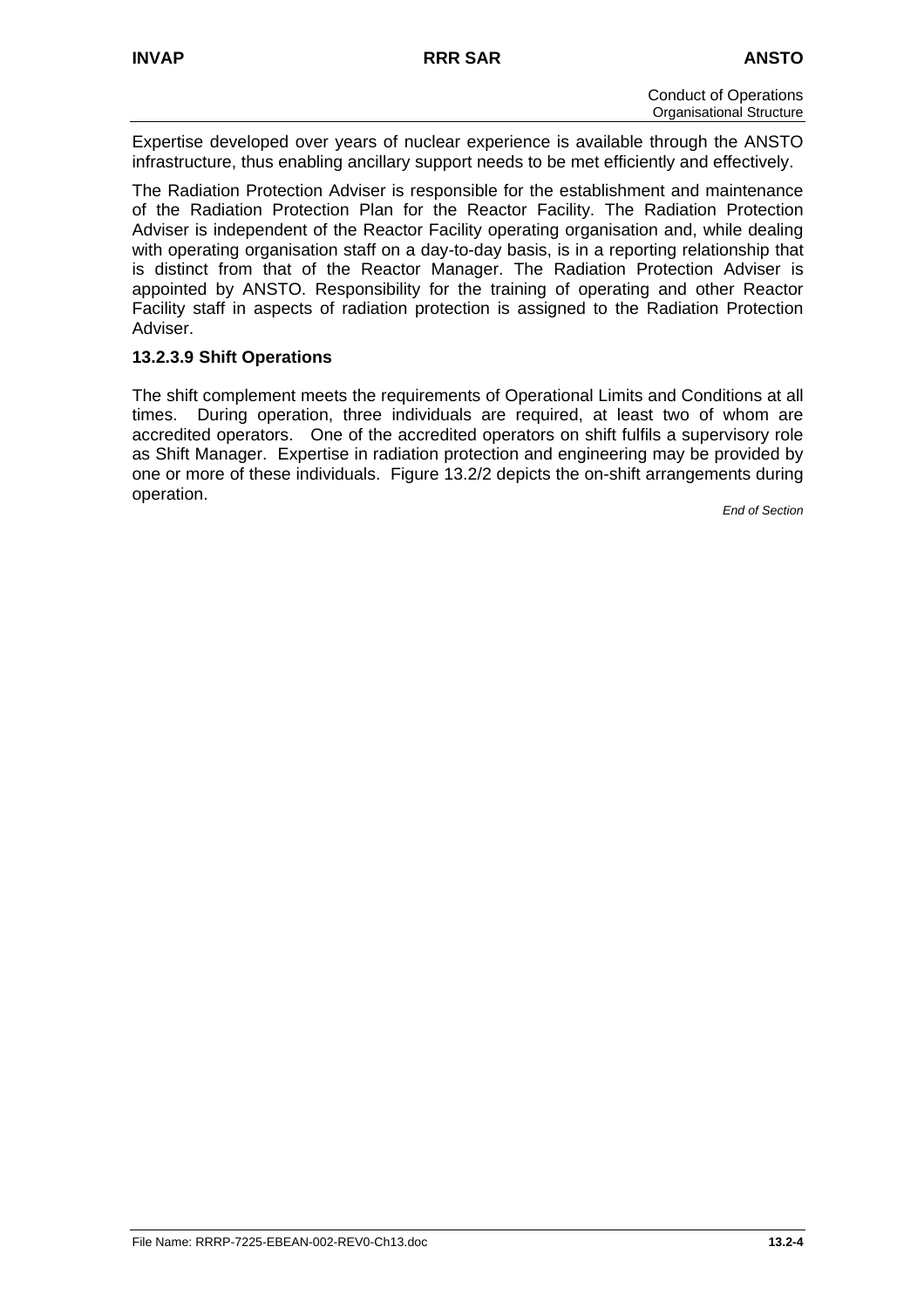Expertise developed over years of nuclear experience is available through the ANSTO infrastructure, thus enabling ancillary support needs to be met efficiently and effectively.

The Radiation Protection Adviser is responsible for the establishment and maintenance of the Radiation Protection Plan for the Reactor Facility. The Radiation Protection Adviser is independent of the Reactor Facility operating organisation and, while dealing with operating organisation staff on a day-to-day basis, is in a reporting relationship that is distinct from that of the Reactor Manager. The Radiation Protection Adviser is appointed by ANSTO. Responsibility for the training of operating and other Reactor Facility staff in aspects of radiation protection is assigned to the Radiation Protection Adviser.

### 13.2.3.9 Shift Operations

The shift complement meets the requirements of Operational Limits and Conditions at all times. During operation, three individuals are required, at least two of whom are accredited operators. One of the accredited operators on shift fulfils a supervisory role as Shift Manager. Expertise in radiation protection and engineering may be provided by one or more of these individuals. Figure 13.2/2 depicts the on-shift arrangements during operation.

*End of Section*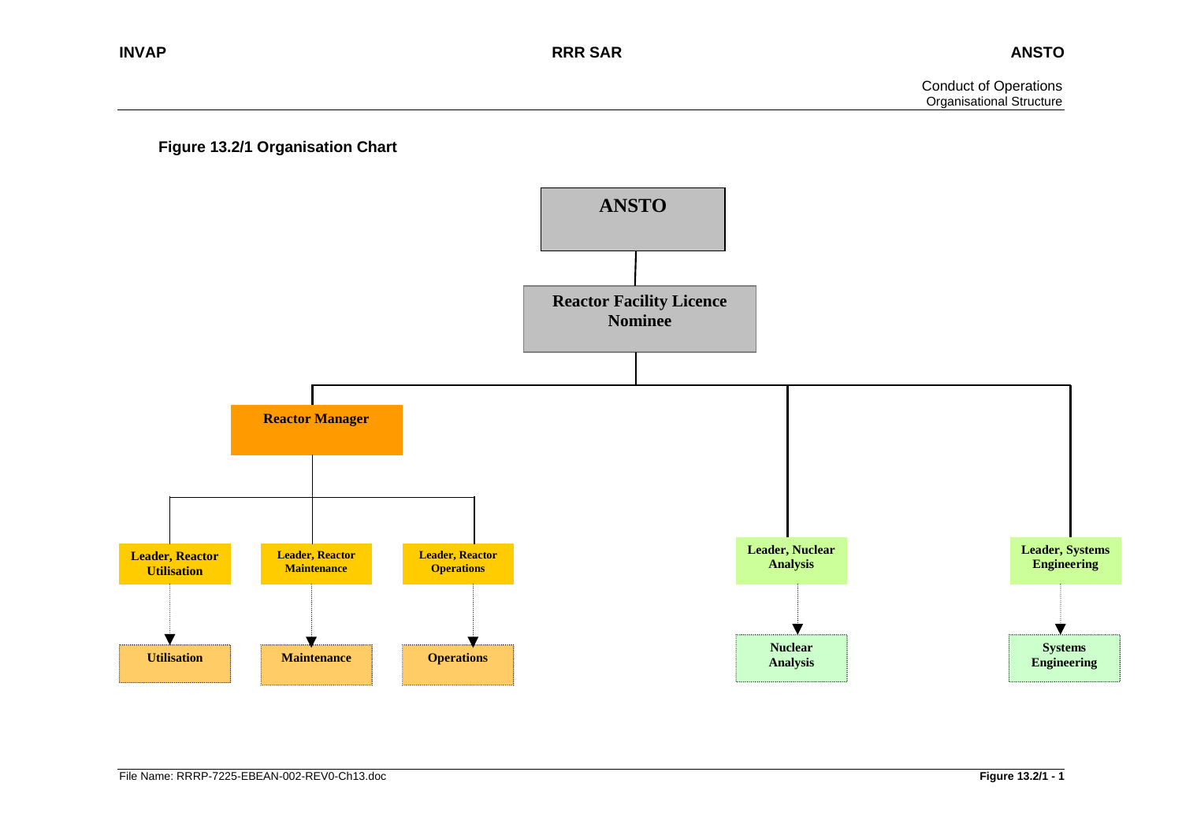**Figure 13.2/1 Organisation Chart**

- ANSTO
  - Reactor Facility Licence Nominee
    - Reactor Manager
      - Leader, Reactor Utilisation
        - Utilisation
      - Leader, Reactor Maintenance
        - Maintenance
      - Leader, Reactor Operations
        - Operations
    - Leader, Nuclear Analysis
      - Nuclear Analysis
    - Leader, Systems Engineering
      - Systems Engineering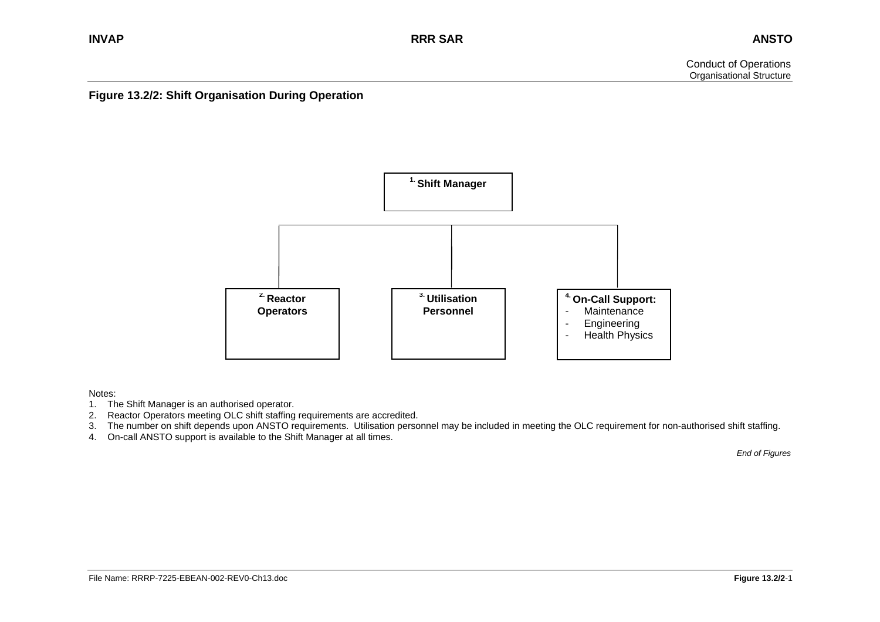## Figure 13.2/2: Shift Organisation During Operation

[1] **Shift Manager**

[2] **Reactor Operators**

[3] **Utilisation Personnel**

[4] **On-Call Support:**
- Maintenance
- Engineering
- Health Physics

Notes:

1. The Shift Manager is an authorised operator.
2. Reactor Operators meeting OLC shift staffing requirements are accredited.
3. The number on shift depends upon ANSTO requirements. Utilisation personnel may be included in meeting the OLC requirement for non-authorised shift staffing.
4. On-call ANSTO support is available to the Shift Manager at all times.

*End of Figures*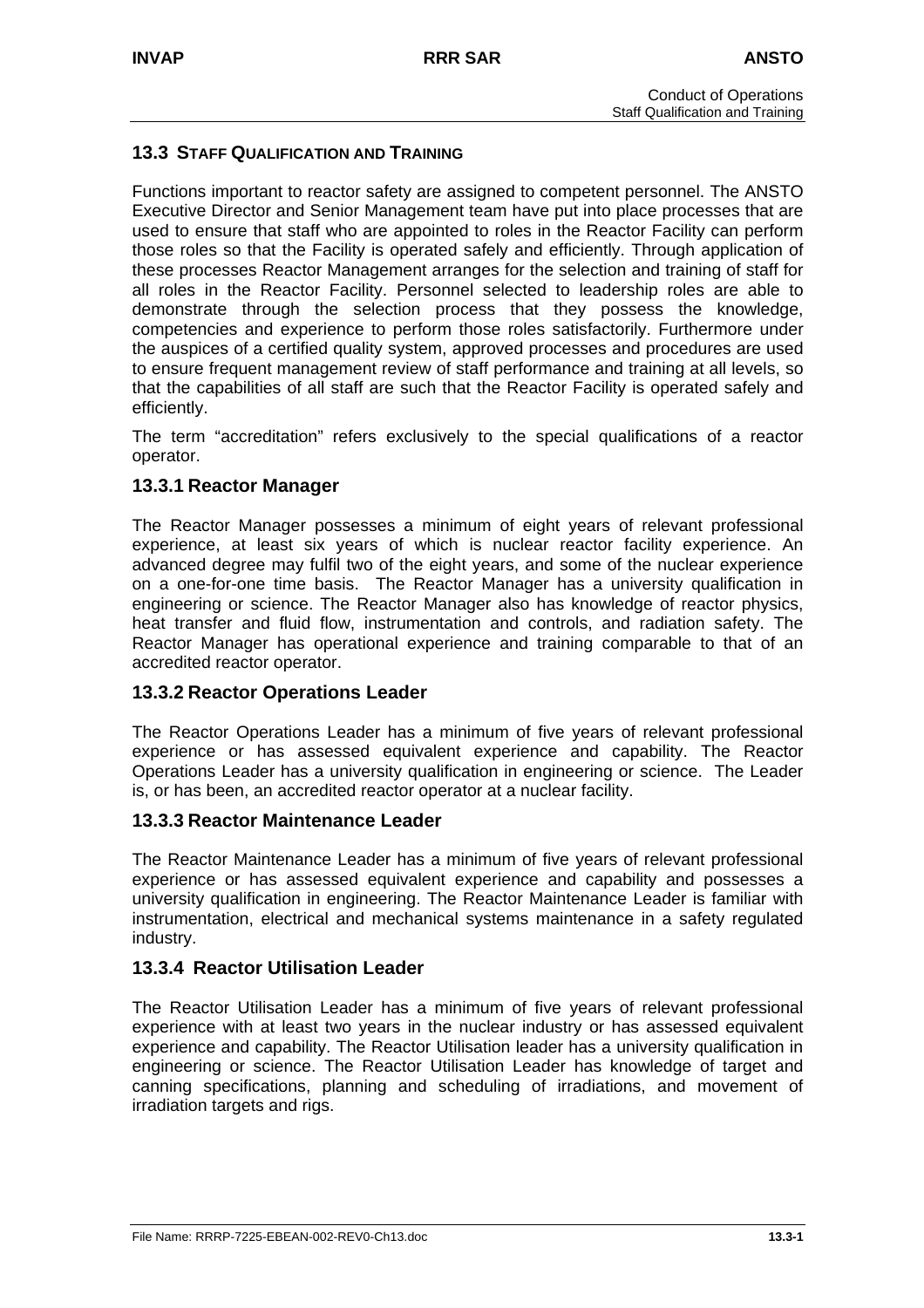## 13.3 STAFF QUALIFICATION AND TRAINING

Functions important to reactor safety are assigned to competent personnel. The ANSTO Executive Director and Senior Management team have put into place processes that are used to ensure that staff who are appointed to roles in the Reactor Facility can perform those roles so that the Facility is operated safely and efficiently. Through application of these processes Reactor Management arranges for the selection and training of staff for all roles in the Reactor Facility. Personnel selected to leadership roles are able to demonstrate through the selection process that they possess the knowledge, competencies and experience to perform those roles satisfactorily. Furthermore under the auspices of a certified quality system, approved processes and procedures are used to ensure frequent management review of staff performance and training at all levels, so that the capabilities of all staff are such that the Reactor Facility is operated safely and efficiently.

The term "accreditation" refers exclusively to the special qualifications of a reactor operator.

### 13.3.1 Reactor Manager

The Reactor Manager possesses a minimum of eight years of relevant professional experience, at least six years of which is nuclear reactor facility experience. An advanced degree may fulfil two of the eight years, and some of the nuclear experience on a one-for-one time basis. The Reactor Manager has a university qualification in engineering or science. The Reactor Manager also has knowledge of reactor physics, heat transfer and fluid flow, instrumentation and controls, and radiation safety. The Reactor Manager has operational experience and training comparable to that of an accredited reactor operator.

### 13.3.2 Reactor Operations Leader

The Reactor Operations Leader has a minimum of five years of relevant professional experience or has assessed equivalent experience and capability. The Reactor Operations Leader has a university qualification in engineering or science. The Leader is, or has been, an accredited reactor operator at a nuclear facility.

### 13.3.3 Reactor Maintenance Leader

The Reactor Maintenance Leader has a minimum of five years of relevant professional experience or has assessed equivalent experience and capability and possesses a university qualification in engineering. The Reactor Maintenance Leader is familiar with instrumentation, electrical and mechanical systems maintenance in a safety regulated industry.

### 13.3.4 Reactor Utilisation Leader

The Reactor Utilisation Leader has a minimum of five years of relevant professional experience with at least two years in the nuclear industry or has assessed equivalent experience and capability. The Reactor Utilisation leader has a university qualification in engineering or science. The Reactor Utilisation Leader has knowledge of target and canning specifications, planning and scheduling of irradiations, and movement of irradiation targets and rigs.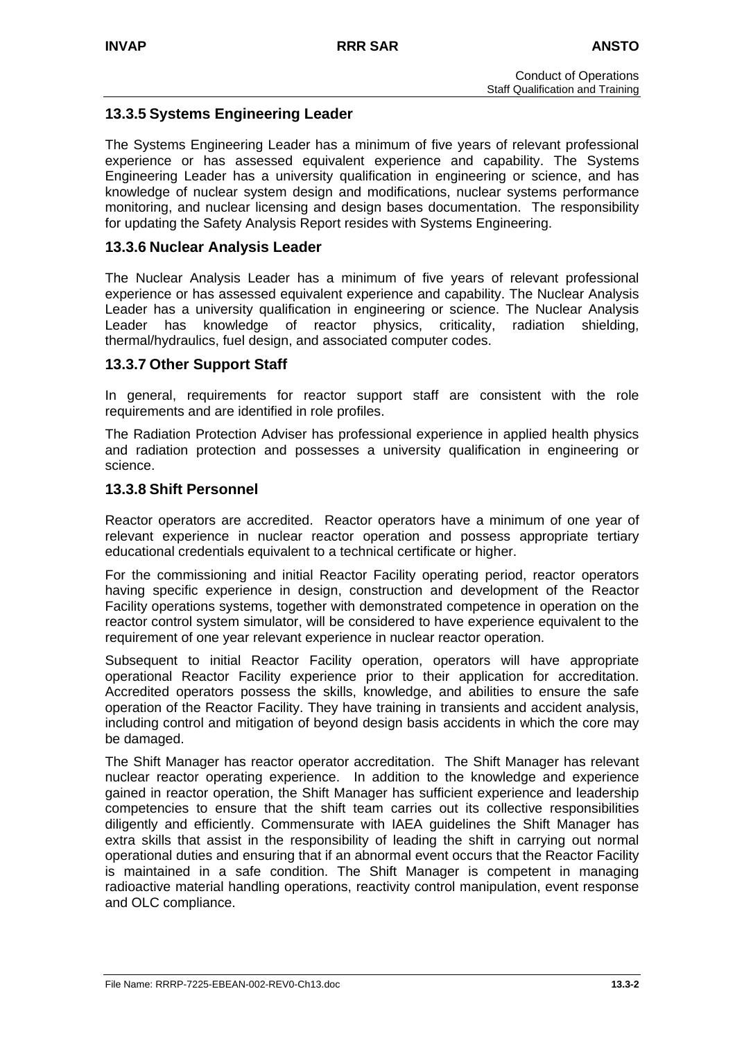### 13.3.5 Systems Engineering Leader

The Systems Engineering Leader has a minimum of five years of relevant professional experience or has assessed equivalent experience and capability. The Systems Engineering Leader has a university qualification in engineering or science, and has knowledge of nuclear system design and modifications, nuclear systems performance monitoring, and nuclear licensing and design bases documentation. The responsibility for updating the Safety Analysis Report resides with Systems Engineering.

### 13.3.6 Nuclear Analysis Leader

The Nuclear Analysis Leader has a minimum of five years of relevant professional experience or has assessed equivalent experience and capability. The Nuclear Analysis Leader has a university qualification in engineering or science. The Nuclear Analysis Leader has knowledge of reactor physics, criticality, radiation shielding, thermal/hydraulics, fuel design, and associated computer codes.

### 13.3.7 Other Support Staff

In general, requirements for reactor support staff are consistent with the role requirements and are identified in role profiles.

The Radiation Protection Adviser has professional experience in applied health physics and radiation protection and possesses a university qualification in engineering or science.

### 13.3.8 Shift Personnel

Reactor operators are accredited. Reactor operators have a minimum of one year of relevant experience in nuclear reactor operation and possess appropriate tertiary educational credentials equivalent to a technical certificate or higher.

For the commissioning and initial Reactor Facility operating period, reactor operators having specific experience in design, construction and development of the Reactor Facility operations systems, together with demonstrated competence in operation on the reactor control system simulator, will be considered to have experience equivalent to the requirement of one year relevant experience in nuclear reactor operation.

Subsequent to initial Reactor Facility operation, operators will have appropriate operational Reactor Facility experience prior to their application for accreditation. Accredited operators possess the skills, knowledge, and abilities to ensure the safe operation of the Reactor Facility. They have training in transients and accident analysis, including control and mitigation of beyond design basis accidents in which the core may be damaged.

The Shift Manager has reactor operator accreditation. The Shift Manager has relevant nuclear reactor operating experience. In addition to the knowledge and experience gained in reactor operation, the Shift Manager has sufficient experience and leadership competencies to ensure that the shift team carries out its collective responsibilities diligently and efficiently. Commensurate with IAEA guidelines the Shift Manager has extra skills that assist in the responsibility of leading the shift in carrying out normal operational duties and ensuring that if an abnormal event occurs that the Reactor Facility is maintained in a safe condition. The Shift Manager is competent in managing radioactive material handling operations, reactivity control manipulation, event response and OLC compliance.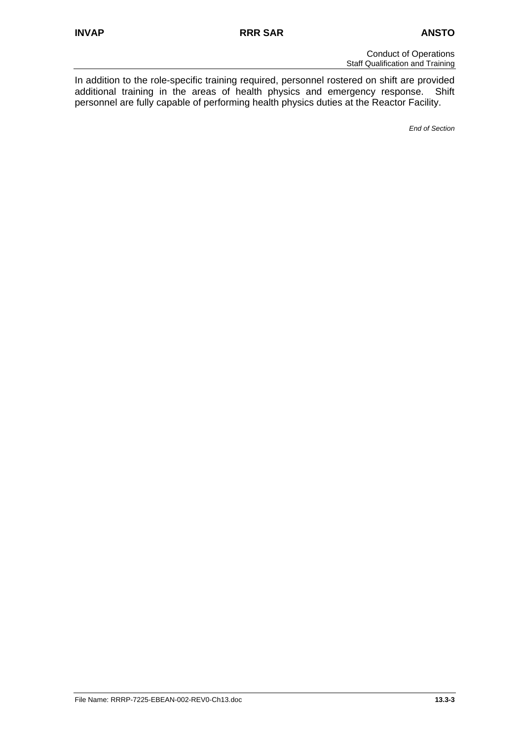In addition to the role-specific training required, personnel rostered on shift are provided additional training in the areas of health physics and emergency response. Shift personnel are fully capable of performing health physics duties at the Reactor Facility.

*End of Section*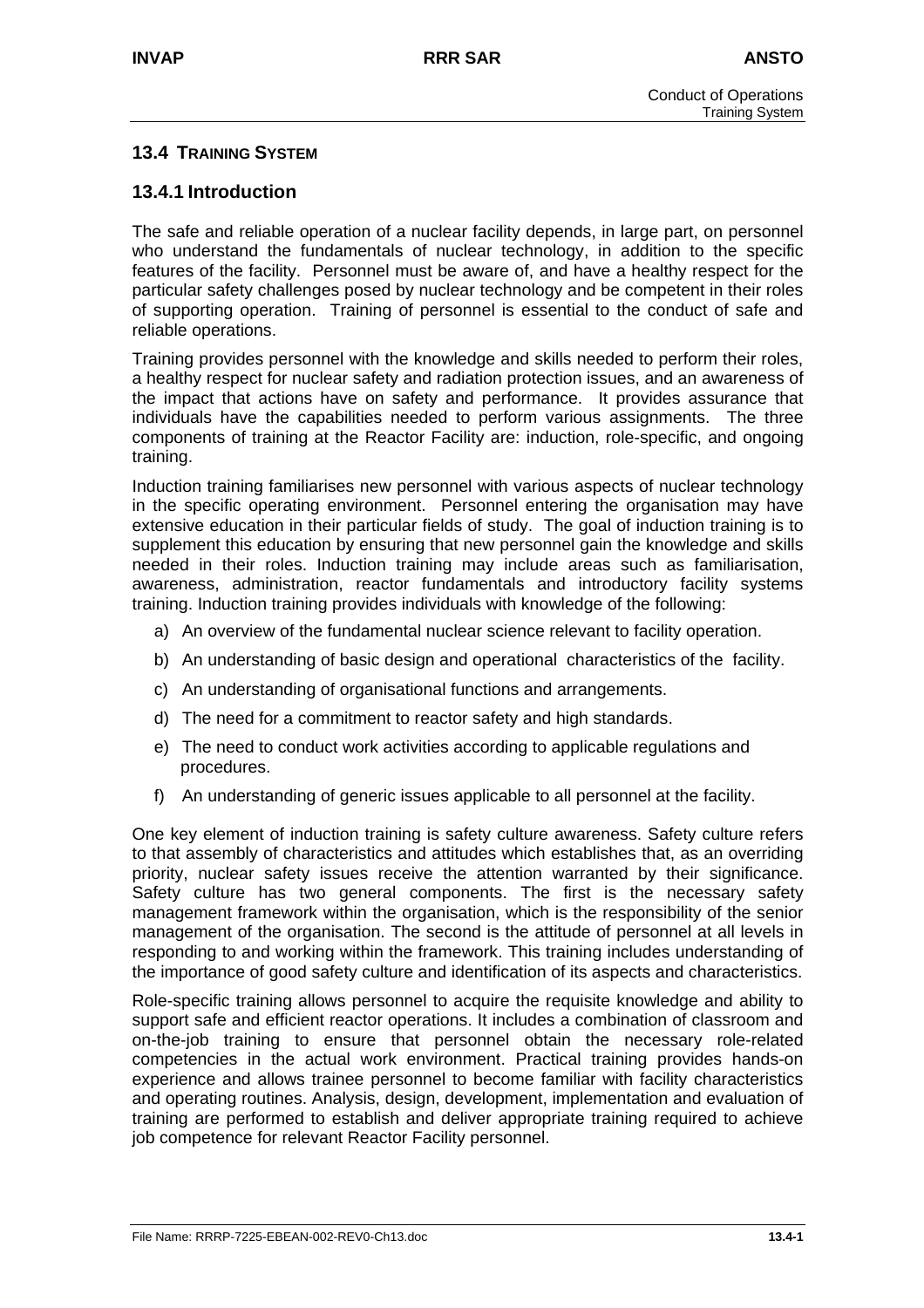## 13.4 TRAINING SYSTEM

### 13.4.1 Introduction

The safe and reliable operation of a nuclear facility depends, in large part, on personnel who understand the fundamentals of nuclear technology, in addition to the specific features of the facility. Personnel must be aware of, and have a healthy respect for the particular safety challenges posed by nuclear technology and be competent in their roles of supporting operation. Training of personnel is essential to the conduct of safe and reliable operations.

Training provides personnel with the knowledge and skills needed to perform their roles, a healthy respect for nuclear safety and radiation protection issues, and an awareness of the impact that actions have on safety and performance. It provides assurance that individuals have the capabilities needed to perform various assignments. The three components of training at the Reactor Facility are: induction, role-specific, and ongoing training.

Induction training familiarises new personnel with various aspects of nuclear technology in the specific operating environment. Personnel entering the organisation may have extensive education in their particular fields of study. The goal of induction training is to supplement this education by ensuring that new personnel gain the knowledge and skills needed in their roles. Induction training may include areas such as familiarisation, awareness, administration, reactor fundamentals and introductory facility systems training. Induction training provides individuals with knowledge of the following:

a) An overview of the fundamental nuclear science relevant to facility operation.

b) An understanding of basic design and operational characteristics of the facility.

c) An understanding of organisational functions and arrangements.

d) The need for a commitment to reactor safety and high standards.

e) The need to conduct work activities according to applicable regulations and procedures.

f) An understanding of generic issues applicable to all personnel at the facility.

One key element of induction training is safety culture awareness. Safety culture refers to that assembly of characteristics and attitudes which establishes that, as an overriding priority, nuclear safety issues receive the attention warranted by their significance. Safety culture has two general components. The first is the necessary safety management framework within the organisation, which is the responsibility of the senior management of the organisation. The second is the attitude of personnel at all levels in responding to and working within the framework. This training includes understanding of the importance of good safety culture and identification of its aspects and characteristics.

Role-specific training allows personnel to acquire the requisite knowledge and ability to support safe and efficient reactor operations. It includes a combination of classroom and on-the-job training to ensure that personnel obtain the necessary role-related competencies in the actual work environment. Practical training provides hands-on experience and allows trainee personnel to become familiar with facility characteristics and operating routines. Analysis, design, development, implementation and evaluation of training are performed to establish and deliver appropriate training required to achieve job competence for relevant Reactor Facility personnel.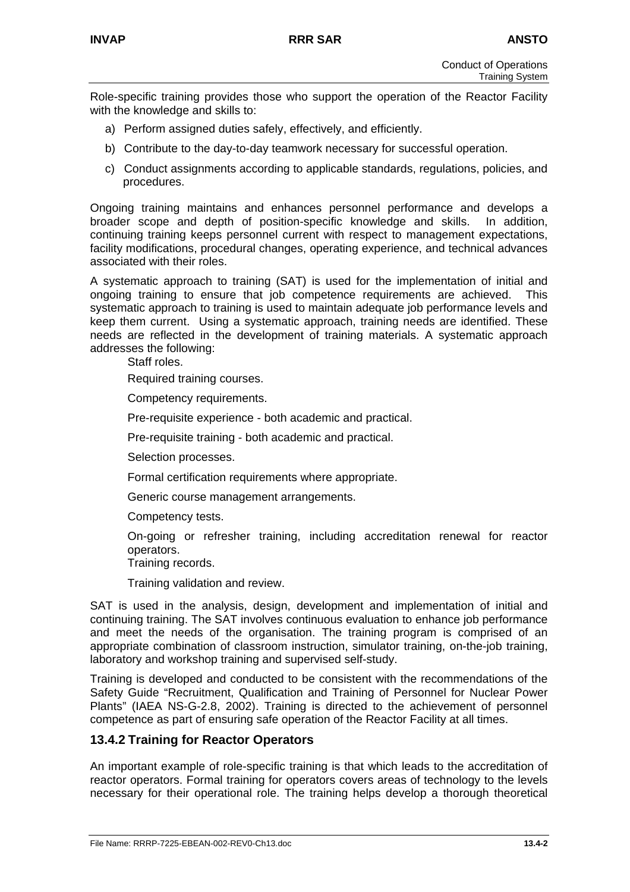Role-specific training provides those who support the operation of the Reactor Facility with the knowledge and skills to:

a) Perform assigned duties safely, effectively, and efficiently.

b) Contribute to the day-to-day teamwork necessary for successful operation.

c) Conduct assignments according to applicable standards, regulations, policies, and procedures.

Ongoing training maintains and enhances personnel performance and develops a broader scope and depth of position-specific knowledge and skills. In addition, continuing training keeps personnel current with respect to management expectations, facility modifications, procedural changes, operating experience, and technical advances associated with their roles.

A systematic approach to training (SAT) is used for the implementation of initial and ongoing training to ensure that job competence requirements are achieved. This systematic approach to training is used to maintain adequate job performance levels and keep them current. Using a systematic approach, training needs are identified. These needs are reflected in the development of training materials. A systematic approach addresses the following:

- Staff roles.
- Required training courses.
- Competency requirements.
- Pre-requisite experience - both academic and practical.
- Pre-requisite training - both academic and practical.
- Selection processes.
- Formal certification requirements where appropriate.
- Generic course management arrangements.
- Competency tests.
- On-going or refresher training, including accreditation renewal for reactor operators.
- Training records.
- Training validation and review.

SAT is used in the analysis, design, development and implementation of initial and continuing training. The SAT involves continuous evaluation to enhance job performance and meet the needs of the organisation. The training program is comprised of an appropriate combination of classroom instruction, simulator training, on-the-job training, laboratory and workshop training and supervised self-study.

Training is developed and conducted to be consistent with the recommendations of the Safety Guide "Recruitment, Qualification and Training of Personnel for Nuclear Power Plants" (IAEA NS-G-2.8, 2002). Training is directed to the achievement of personnel competence as part of ensuring safe operation of the Reactor Facility at all times.

## 13.4.2 Training for Reactor Operators

An important example of role-specific training is that which leads to the accreditation of reactor operators. Formal training for operators covers areas of technology to the levels necessary for their operational role. The training helps develop a thorough theoretical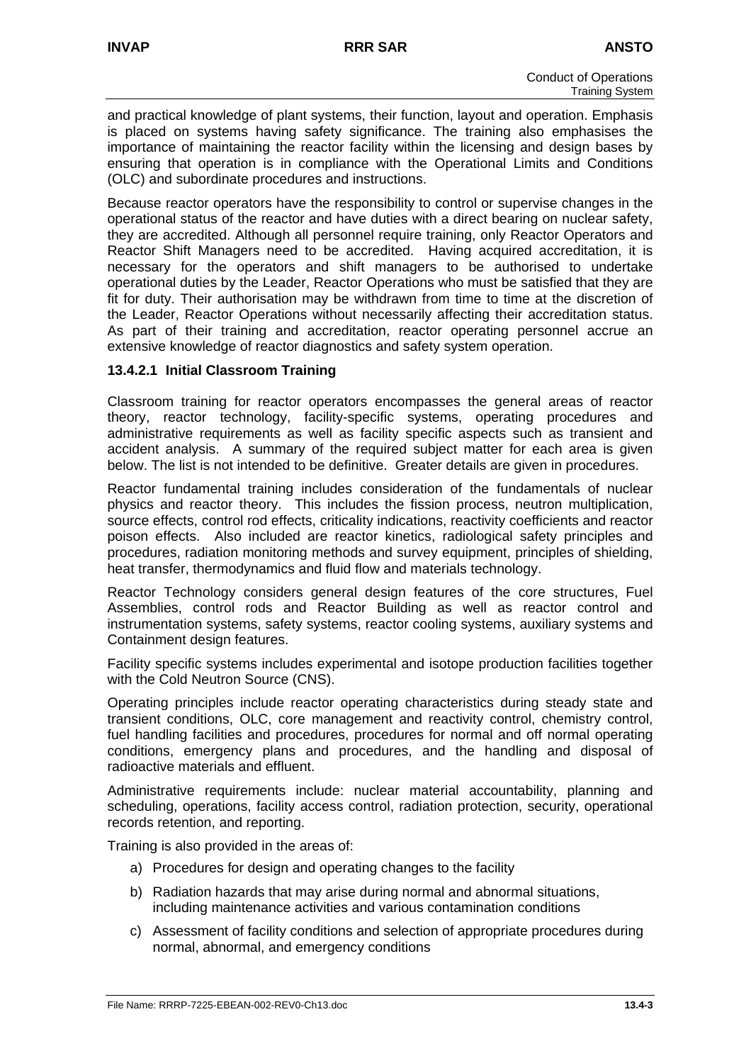and practical knowledge of plant systems, their function, layout and operation. Emphasis is placed on systems having safety significance. The training also emphasises the importance of maintaining the reactor facility within the licensing and design bases by ensuring that operation is in compliance with the Operational Limits and Conditions (OLC) and subordinate procedures and instructions.

Because reactor operators have the responsibility to control or supervise changes in the operational status of the reactor and have duties with a direct bearing on nuclear safety, they are accredited. Although all personnel require training, only Reactor Operators and Reactor Shift Managers need to be accredited. Having acquired accreditation, it is necessary for the operators and shift managers to be authorised to undertake operational duties by the Leader, Reactor Operations who must be satisfied that they are fit for duty. Their authorisation may be withdrawn from time to time at the discretion of the Leader, Reactor Operations without necessarily affecting their accreditation status. As part of their training and accreditation, reactor operating personnel accrue an extensive knowledge of reactor diagnostics and safety system operation.

### 13.4.2.1 Initial Classroom Training

Classroom training for reactor operators encompasses the general areas of reactor theory, reactor technology, facility-specific systems, operating procedures and administrative requirements as well as facility specific aspects such as transient and accident analysis. A summary of the required subject matter for each area is given below. The list is not intended to be definitive. Greater details are given in procedures.

Reactor fundamental training includes consideration of the fundamentals of nuclear physics and reactor theory. This includes the fission process, neutron multiplication, source effects, control rod effects, criticality indications, reactivity coefficients and reactor poison effects. Also included are reactor kinetics, radiological safety principles and procedures, radiation monitoring methods and survey equipment, principles of shielding, heat transfer, thermodynamics and fluid flow and materials technology.

Reactor Technology considers general design features of the core structures, Fuel Assemblies, control rods and Reactor Building as well as reactor control and instrumentation systems, safety systems, reactor cooling systems, auxiliary systems and Containment design features.

Facility specific systems includes experimental and isotope production facilities together with the Cold Neutron Source (CNS).

Operating principles include reactor operating characteristics during steady state and transient conditions, OLC, core management and reactivity control, chemistry control, fuel handling facilities and procedures, procedures for normal and off normal operating conditions, emergency plans and procedures, and the handling and disposal of radioactive materials and effluent.

Administrative requirements include: nuclear material accountability, planning and scheduling, operations, facility access control, radiation protection, security, operational records retention, and reporting.

Training is also provided in the areas of:

a) Procedures for design and operating changes to the facility
b) Radiation hazards that may arise during normal and abnormal situations, including maintenance activities and various contamination conditions
c) Assessment of facility conditions and selection of appropriate procedures during normal, abnormal, and emergency conditions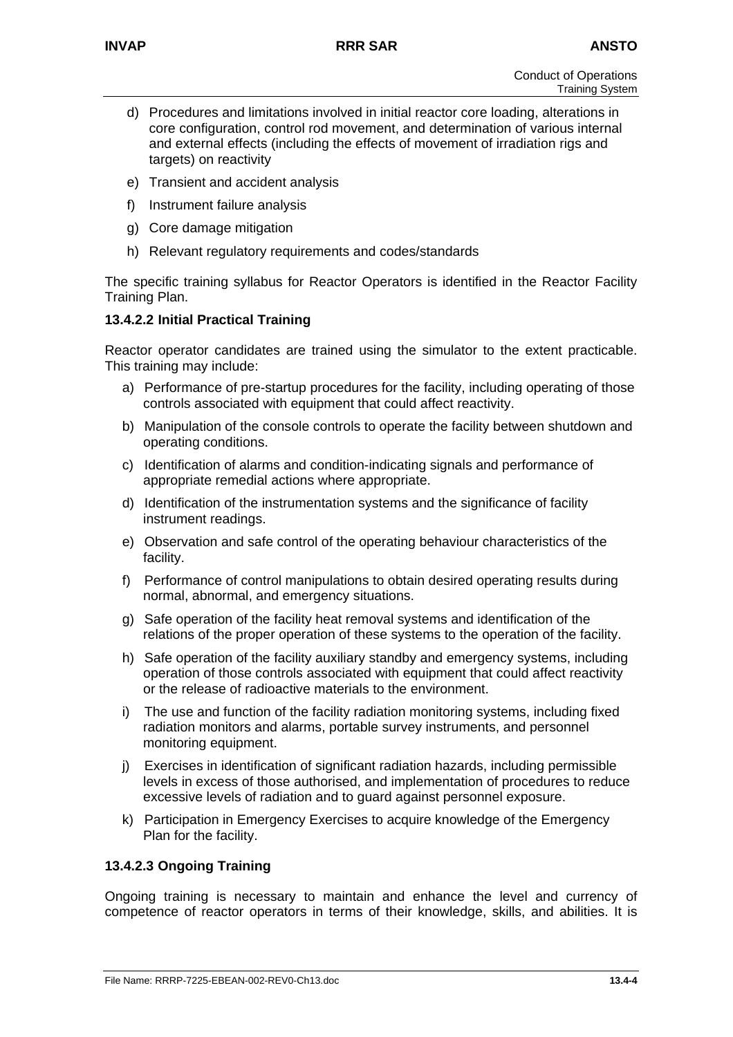d) Procedures and limitations involved in initial reactor core loading, alterations in core configuration, control rod movement, and determination of various internal and external effects (including the effects of movement of irradiation rigs and targets) on reactivity

e) Transient and accident analysis

f) Instrument failure analysis

g) Core damage mitigation

h) Relevant regulatory requirements and codes/standards

The specific training syllabus for Reactor Operators is identified in the Reactor Facility Training Plan.

#### 13.4.2.2 Initial Practical Training

Reactor operator candidates are trained using the simulator to the extent practicable. This training may include:

a) Performance of pre-startup procedures for the facility, including operating of those controls associated with equipment that could affect reactivity.

b) Manipulation of the console controls to operate the facility between shutdown and operating conditions.

c) Identification of alarms and condition-indicating signals and performance of appropriate remedial actions where appropriate.

d) Identification of the instrumentation systems and the significance of facility instrument readings.

e) Observation and safe control of the operating behaviour characteristics of the facility.

f) Performance of control manipulations to obtain desired operating results during normal, abnormal, and emergency situations.

g) Safe operation of the facility heat removal systems and identification of the relations of the proper operation of these systems to the operation of the facility.

h) Safe operation of the facility auxiliary standby and emergency systems, including operation of those controls associated with equipment that could affect reactivity or the release of radioactive materials to the environment.

i) The use and function of the facility radiation monitoring systems, including fixed radiation monitors and alarms, portable survey instruments, and personnel monitoring equipment.

j) Exercises in identification of significant radiation hazards, including permissible levels in excess of those authorised, and implementation of procedures to reduce excessive levels of radiation and to guard against personnel exposure.

k) Participation in Emergency Exercises to acquire knowledge of the Emergency Plan for the facility.

#### 13.4.2.3 Ongoing Training

Ongoing training is necessary to maintain and enhance the level and currency of competence of reactor operators in terms of their knowledge, skills, and abilities. It is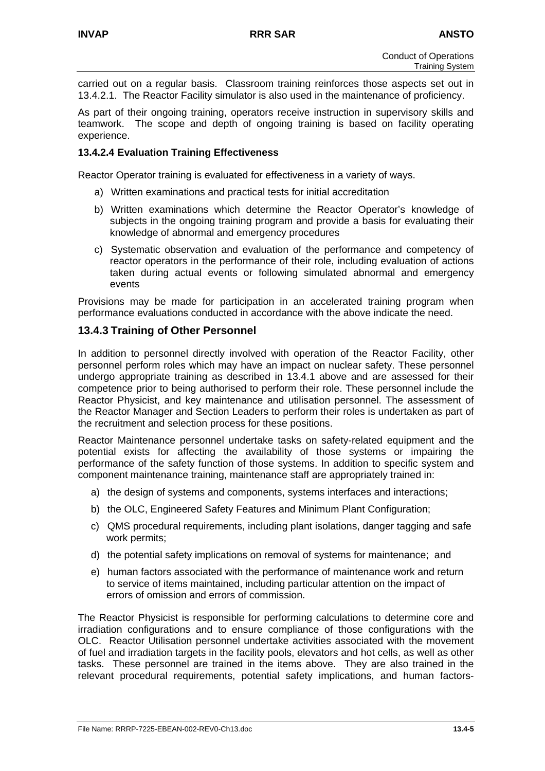carried out on a regular basis. Classroom training reinforces those aspects set out in 13.4.2.1. The Reactor Facility simulator is also used in the maintenance of proficiency.

As part of their ongoing training, operators receive instruction in supervisory skills and teamwork. The scope and depth of ongoing training is based on facility operating experience.

#### 13.4.2.4 Evaluation Training Effectiveness

Reactor Operator training is evaluated for effectiveness in a variety of ways.

a) Written examinations and practical tests for initial accreditation

b) Written examinations which determine the Reactor Operator's knowledge of subjects in the ongoing training program and provide a basis for evaluating their knowledge of abnormal and emergency procedures

c) Systematic observation and evaluation of the performance and competency of reactor operators in the performance of their role, including evaluation of actions taken during actual events or following simulated abnormal and emergency events

Provisions may be made for participation in an accelerated training program when performance evaluations conducted in accordance with the above indicate the need.

### 13.4.3 Training of Other Personnel

In addition to personnel directly involved with operation of the Reactor Facility, other personnel perform roles which may have an impact on nuclear safety. These personnel undergo appropriate training as described in 13.4.1 above and are assessed for their competence prior to being authorised to perform their role. These personnel include the Reactor Physicist, and key maintenance and utilisation personnel. The assessment of the Reactor Manager and Section Leaders to perform their roles is undertaken as part of the recruitment and selection process for these positions.

Reactor Maintenance personnel undertake tasks on safety-related equipment and the potential exists for affecting the availability of those systems or impairing the performance of the safety function of those systems. In addition to specific system and component maintenance training, maintenance staff are appropriately trained in:

a) the design of systems and components, systems interfaces and interactions;

b) the OLC, Engineered Safety Features and Minimum Plant Configuration;

c) QMS procedural requirements, including plant isolations, danger tagging and safe work permits;

d) the potential safety implications on removal of systems for maintenance; and

e) human factors associated with the performance of maintenance work and return to service of items maintained, including particular attention on the impact of errors of omission and errors of commission.

The Reactor Physicist is responsible for performing calculations to determine core and irradiation configurations and to ensure compliance of those configurations with the OLC. Reactor Utilisation personnel undertake activities associated with the movement of fuel and irradiation targets in the facility pools, elevators and hot cells, as well as other tasks. These personnel are trained in the items above. They are also trained in the relevant procedural requirements, potential safety implications, and human factors-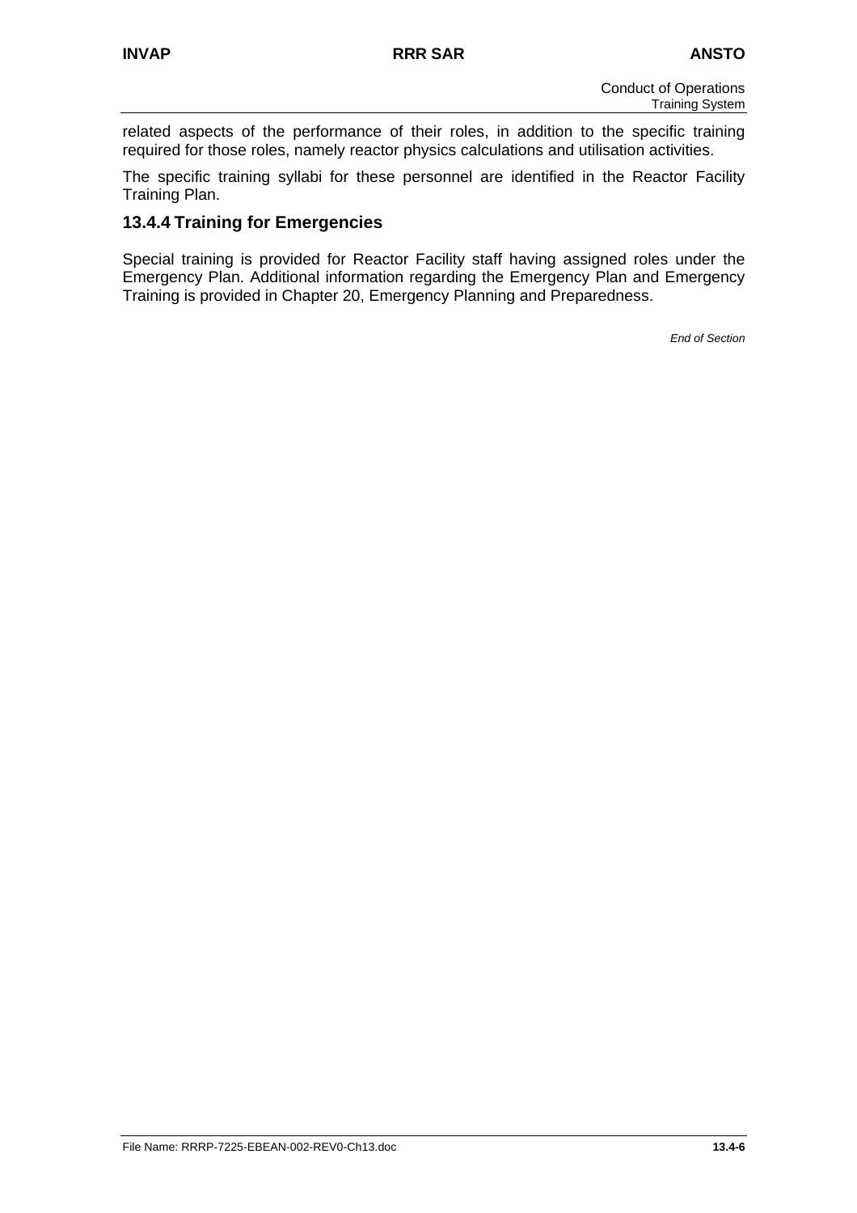related aspects of the performance of their roles, in addition to the specific training required for those roles, namely reactor physics calculations and utilisation activities.

The specific training syllabi for these personnel are identified in the Reactor Facility Training Plan.

### 13.4.4 Training for Emergencies

Special training is provided for Reactor Facility staff having assigned roles under the Emergency Plan. Additional information regarding the Emergency Plan and Emergency Training is provided in Chapter 20, Emergency Planning and Preparedness.

*End of Section*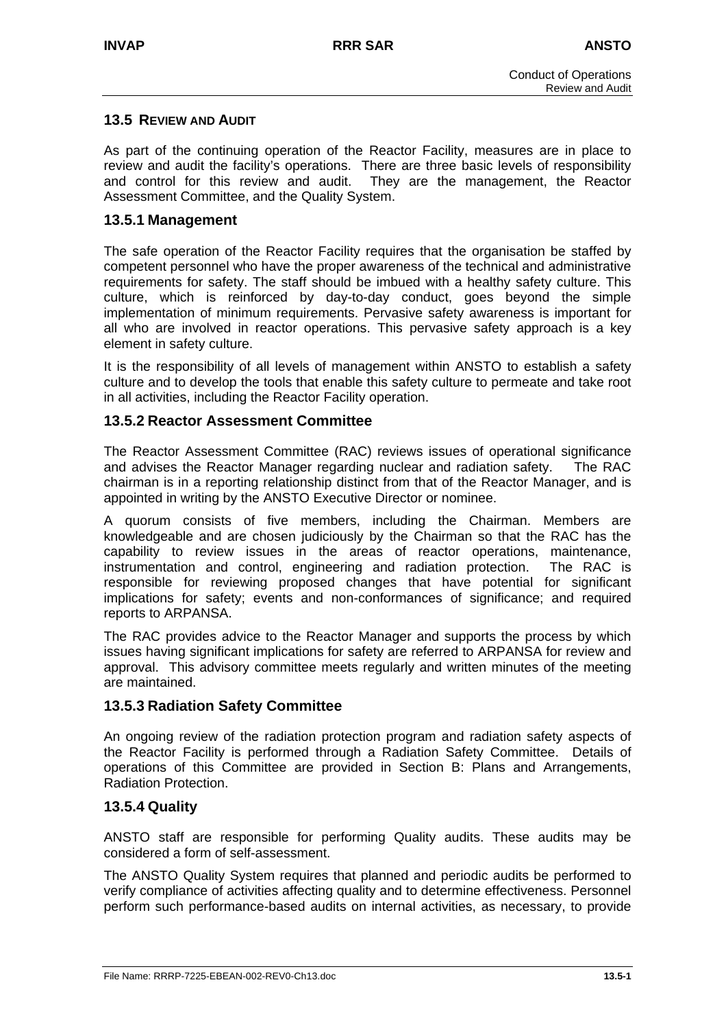## 13.5 REVIEW AND AUDIT

As part of the continuing operation of the Reactor Facility, measures are in place to review and audit the facility's operations. There are three basic levels of responsibility and control for this review and audit. They are the management, the Reactor Assessment Committee, and the Quality System.

### 13.5.1 Management

The safe operation of the Reactor Facility requires that the organisation be staffed by competent personnel who have the proper awareness of the technical and administrative requirements for safety. The staff should be imbued with a healthy safety culture. This culture, which is reinforced by day-to-day conduct, goes beyond the simple implementation of minimum requirements. Pervasive safety awareness is important for all who are involved in reactor operations. This pervasive safety approach is a key element in safety culture.

It is the responsibility of all levels of management within ANSTO to establish a safety culture and to develop the tools that enable this safety culture to permeate and take root in all activities, including the Reactor Facility operation.

### 13.5.2 Reactor Assessment Committee

The Reactor Assessment Committee (RAC) reviews issues of operational significance and advises the Reactor Manager regarding nuclear and radiation safety. The RAC chairman is in a reporting relationship distinct from that of the Reactor Manager, and is appointed in writing by the ANSTO Executive Director or nominee.

A quorum consists of five members, including the Chairman. Members are knowledgeable and are chosen judiciously by the Chairman so that the RAC has the capability to review issues in the areas of reactor operations, maintenance, instrumentation and control, engineering and radiation protection. The RAC is responsible for reviewing proposed changes that have potential for significant implications for safety; events and non-conformances of significance; and required reports to ARPANSA.

The RAC provides advice to the Reactor Manager and supports the process by which issues having significant implications for safety are referred to ARPANSA for review and approval. This advisory committee meets regularly and written minutes of the meeting are maintained.

### 13.5.3 Radiation Safety Committee

An ongoing review of the radiation protection program and radiation safety aspects of the Reactor Facility is performed through a Radiation Safety Committee. Details of operations of this Committee are provided in Section B: Plans and Arrangements, Radiation Protection.

### 13.5.4 Quality

ANSTO staff are responsible for performing Quality audits. These audits may be considered a form of self-assessment.

The ANSTO Quality System requires that planned and periodic audits be performed to verify compliance of activities affecting quality and to determine effectiveness. Personnel perform such performance-based audits on internal activities, as necessary, to provide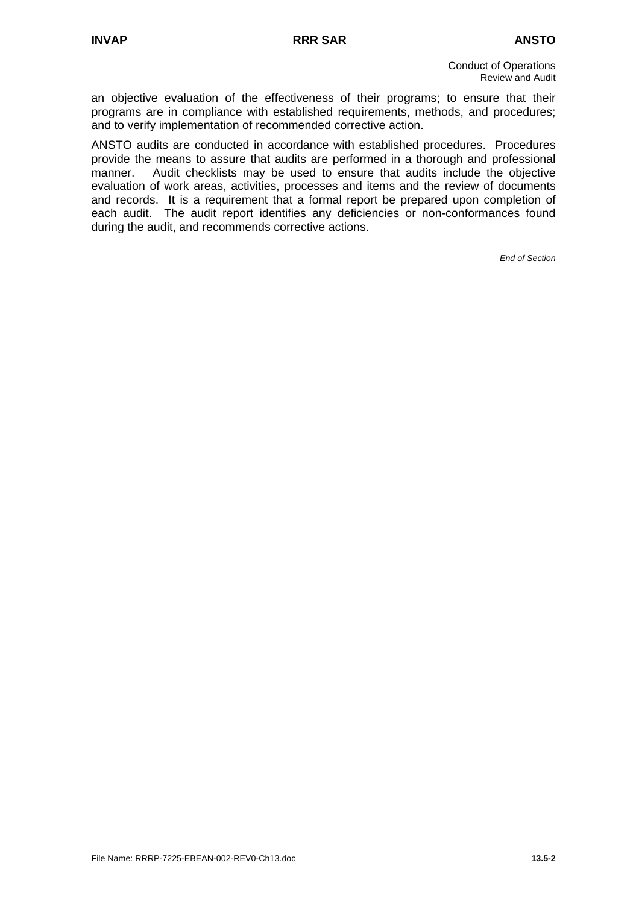an objective evaluation of the effectiveness of their programs; to ensure that their programs are in compliance with established requirements, methods, and procedures; and to verify implementation of recommended corrective action.

ANSTO audits are conducted in accordance with established procedures. Procedures provide the means to assure that audits are performed in a thorough and professional manner. Audit checklists may be used to ensure that audits include the objective evaluation of work areas, activities, processes and items and the review of documents and records. It is a requirement that a formal report be prepared upon completion of each audit. The audit report identifies any deficiencies or non-conformances found during the audit, and recommends corrective actions.

*End of Section*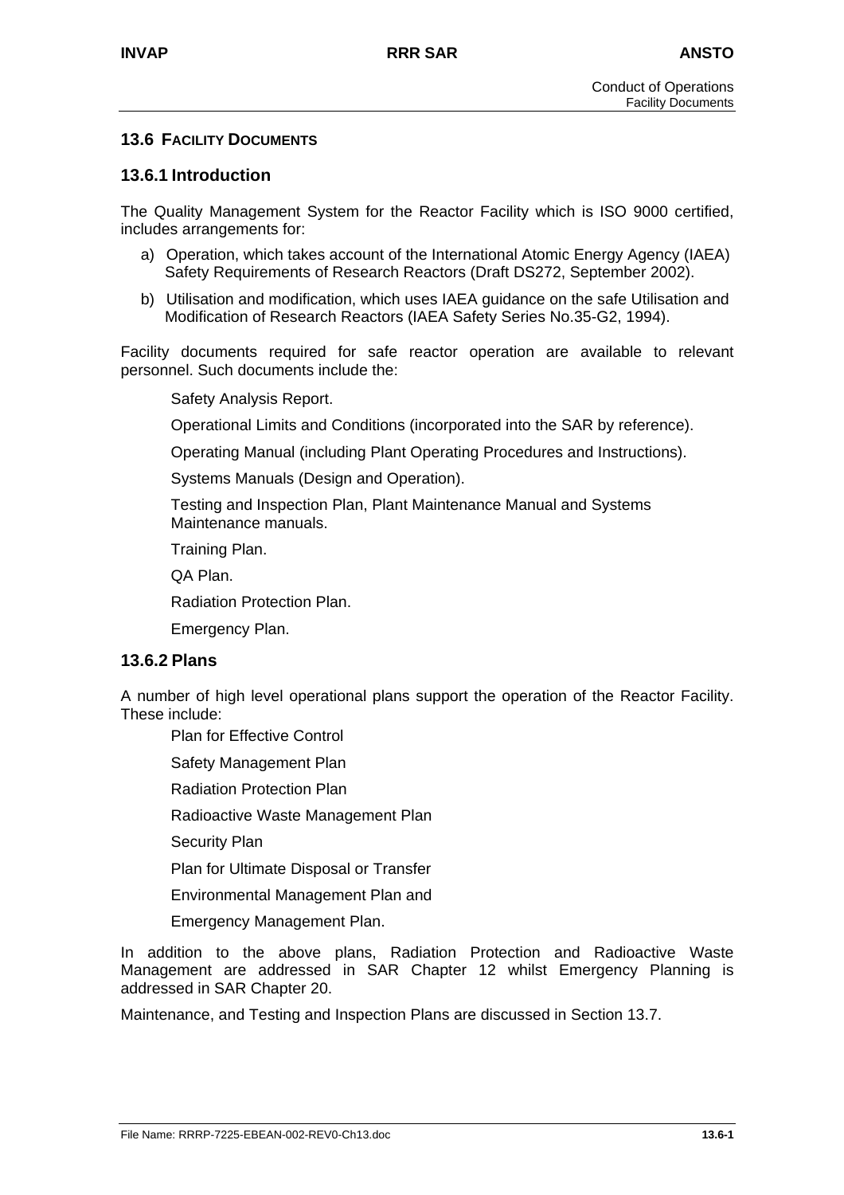## 13.6 FACILITY DOCUMENTS

### 13.6.1 Introduction

The Quality Management System for the Reactor Facility which is ISO 9000 certified, includes arrangements for:

a) Operation, which takes account of the International Atomic Energy Agency (IAEA) Safety Requirements of Research Reactors (Draft DS272, September 2002).

b) Utilisation and modification, which uses IAEA guidance on the safe Utilisation and Modification of Research Reactors (IAEA Safety Series No.35-G2, 1994).

Facility documents required for safe reactor operation are available to relevant personnel. Such documents include the:

- Safety Analysis Report.
- Operational Limits and Conditions (incorporated into the SAR by reference).
- Operating Manual (including Plant Operating Procedures and Instructions).
- Systems Manuals (Design and Operation).
- Testing and Inspection Plan, Plant Maintenance Manual and Systems Maintenance manuals.
- Training Plan.
- QA Plan.
- Radiation Protection Plan.
- Emergency Plan.

### 13.6.2 Plans

A number of high level operational plans support the operation of the Reactor Facility. These include:

- Plan for Effective Control
- Safety Management Plan
- Radiation Protection Plan
- Radioactive Waste Management Plan
- Security Plan
- Plan for Ultimate Disposal or Transfer
- Environmental Management Plan and
- Emergency Management Plan.

In addition to the above plans, Radiation Protection and Radioactive Waste Management are addressed in SAR Chapter 12 whilst Emergency Planning is addressed in SAR Chapter 20.

Maintenance, and Testing and Inspection Plans are discussed in Section 13.7.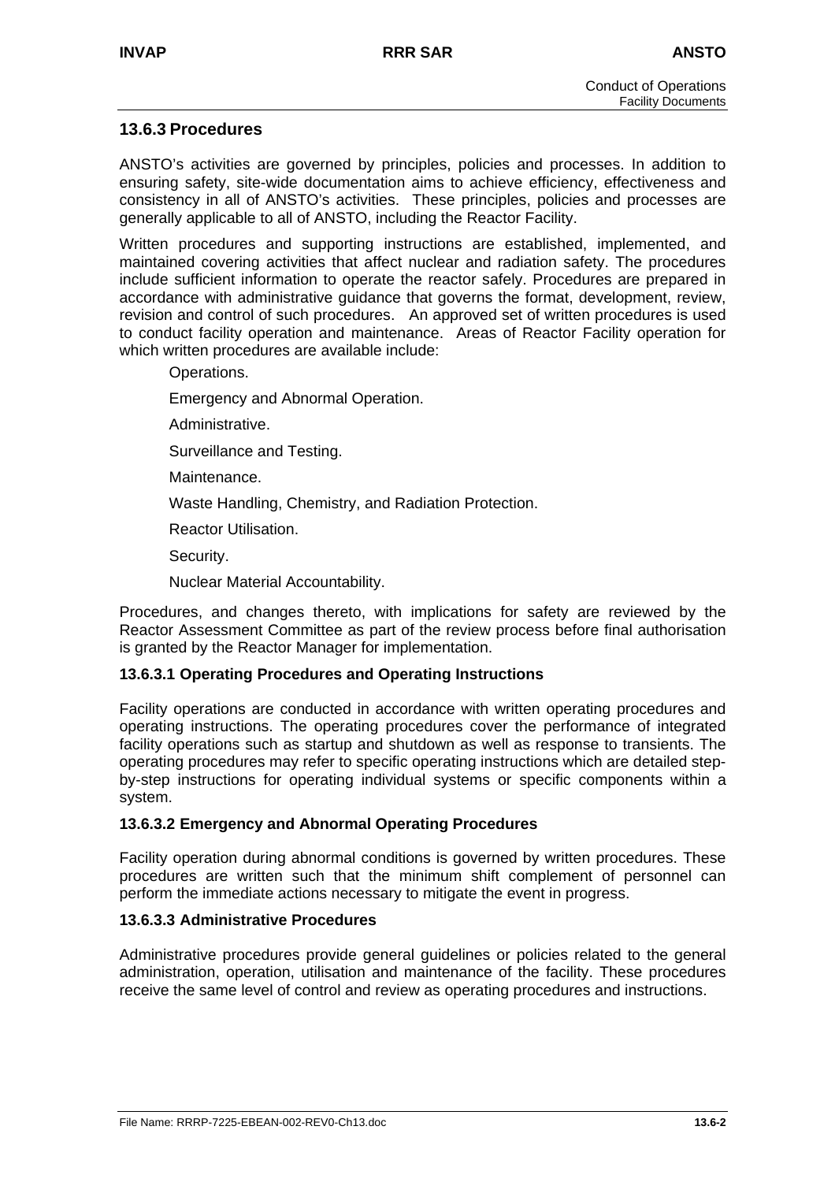## 13.6.3 Procedures

ANSTO's activities are governed by principles, policies and processes. In addition to ensuring safety, site-wide documentation aims to achieve efficiency, effectiveness and consistency in all of ANSTO's activities. These principles, policies and processes are generally applicable to all of ANSTO, including the Reactor Facility.

Written procedures and supporting instructions are established, implemented, and maintained covering activities that affect nuclear and radiation safety. The procedures include sufficient information to operate the reactor safely. Procedures are prepared in accordance with administrative guidance that governs the format, development, review, revision and control of such procedures. An approved set of written procedures is used to conduct facility operation and maintenance. Areas of Reactor Facility operation for which written procedures are available include:

- Operations.
- Emergency and Abnormal Operation.
- Administrative.
- Surveillance and Testing.
- Maintenance.
- Waste Handling, Chemistry, and Radiation Protection.
- Reactor Utilisation.
- Security.
- Nuclear Material Accountability.

Procedures, and changes thereto, with implications for safety are reviewed by the Reactor Assessment Committee as part of the review process before final authorisation is granted by the Reactor Manager for implementation.

### 13.6.3.1 Operating Procedures and Operating Instructions

Facility operations are conducted in accordance with written operating procedures and operating instructions. The operating procedures cover the performance of integrated facility operations such as startup and shutdown as well as response to transients. The operating procedures may refer to specific operating instructions which are detailed step-by-step instructions for operating individual systems or specific components within a system.

### 13.6.3.2 Emergency and Abnormal Operating Procedures

Facility operation during abnormal conditions is governed by written procedures. These procedures are written such that the minimum shift complement of personnel can perform the immediate actions necessary to mitigate the event in progress.

### 13.6.3.3 Administrative Procedures

Administrative procedures provide general guidelines or policies related to the general administration, operation, utilisation and maintenance of the facility. These procedures receive the same level of control and review as operating procedures and instructions.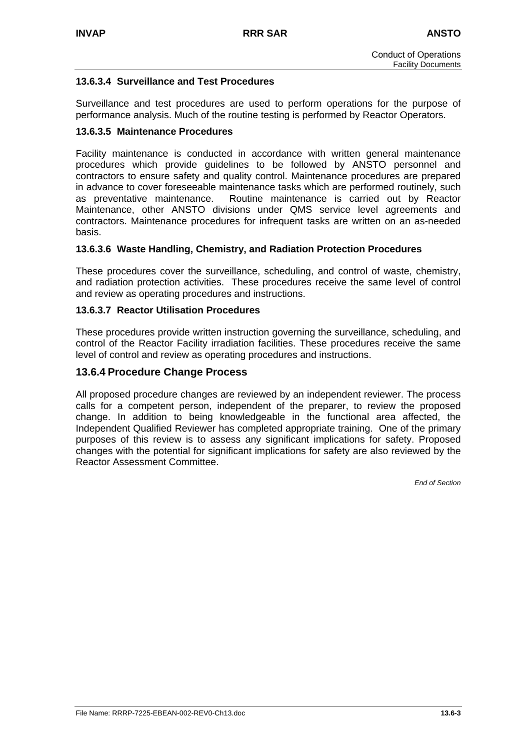#### 13.6.3.4 Surveillance and Test Procedures

Surveillance and test procedures are used to perform operations for the purpose of performance analysis. Much of the routine testing is performed by Reactor Operators.

#### 13.6.3.5 Maintenance Procedures

Facility maintenance is conducted in accordance with written general maintenance procedures which provide guidelines to be followed by ANSTO personnel and contractors to ensure safety and quality control. Maintenance procedures are prepared in advance to cover foreseeable maintenance tasks which are performed routinely, such as preventative maintenance. Routine maintenance is carried out by Reactor Maintenance, other ANSTO divisions under QMS service level agreements and contractors. Maintenance procedures for infrequent tasks are written on an as-needed basis.

#### 13.6.3.6 Waste Handling, Chemistry, and Radiation Protection Procedures

These procedures cover the surveillance, scheduling, and control of waste, chemistry, and radiation protection activities. These procedures receive the same level of control and review as operating procedures and instructions.

#### 13.6.3.7 Reactor Utilisation Procedures

These procedures provide written instruction governing the surveillance, scheduling, and control of the Reactor Facility irradiation facilities. These procedures receive the same level of control and review as operating procedures and instructions.

### 13.6.4 Procedure Change Process

All proposed procedure changes are reviewed by an independent reviewer. The process calls for a competent person, independent of the preparer, to review the proposed change. In addition to being knowledgeable in the functional area affected, the Independent Qualified Reviewer has completed appropriate training. One of the primary purposes of this review is to assess any significant implications for safety. Proposed changes with the potential for significant implications for safety are also reviewed by the Reactor Assessment Committee.

*End of Section*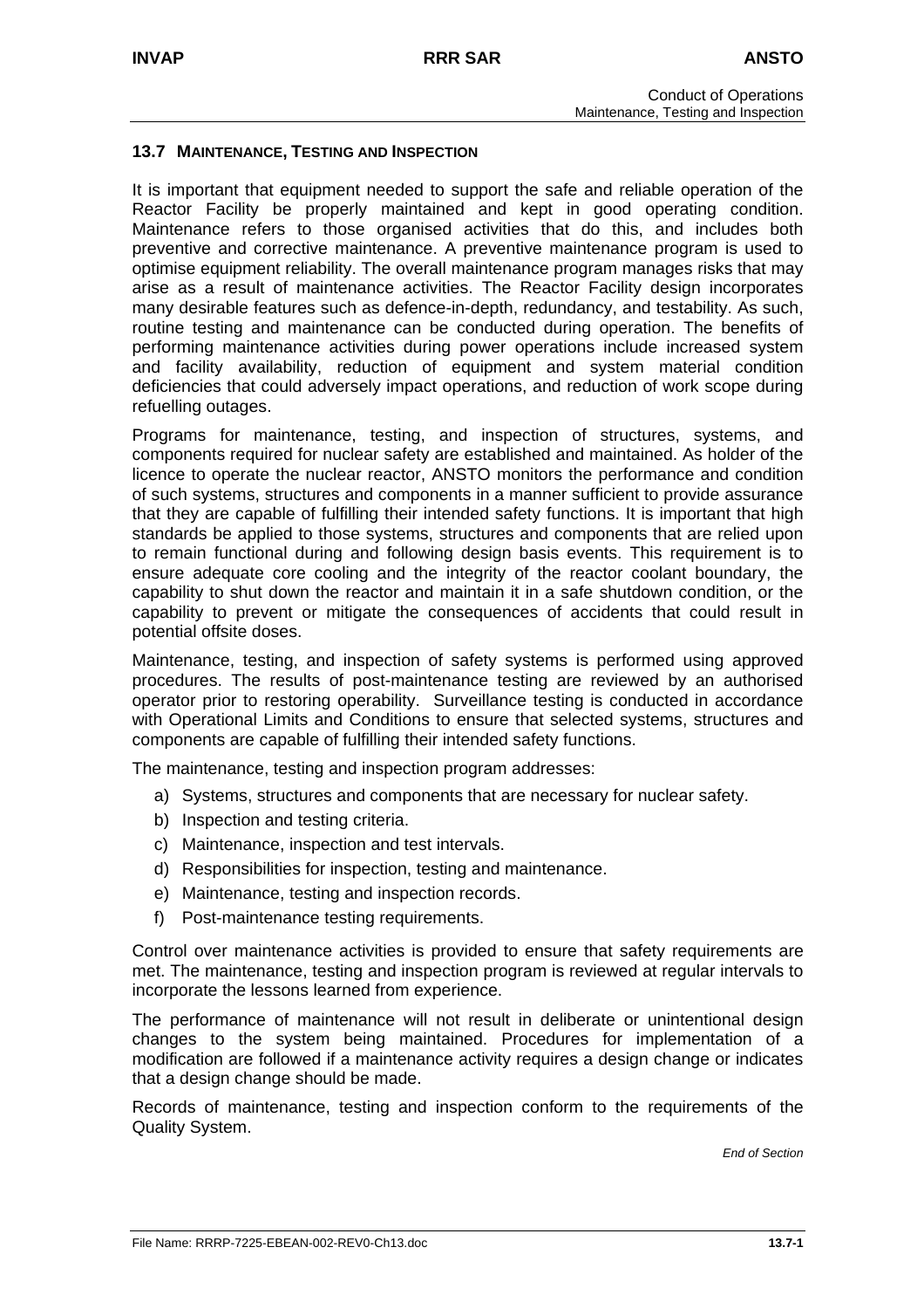## 13.7 MAINTENANCE, TESTING AND INSPECTION

It is important that equipment needed to support the safe and reliable operation of the Reactor Facility be properly maintained and kept in good operating condition. Maintenance refers to those organised activities that do this, and includes both preventive and corrective maintenance. A preventive maintenance program is used to optimise equipment reliability. The overall maintenance program manages risks that may arise as a result of maintenance activities. The Reactor Facility design incorporates many desirable features such as defence-in-depth, redundancy, and testability. As such, routine testing and maintenance can be conducted during operation. The benefits of performing maintenance activities during power operations include increased system and facility availability, reduction of equipment and system material condition deficiencies that could adversely impact operations, and reduction of work scope during refuelling outages.

Programs for maintenance, testing, and inspection of structures, systems, and components required for nuclear safety are established and maintained. As holder of the licence to operate the nuclear reactor, ANSTO monitors the performance and condition of such systems, structures and components in a manner sufficient to provide assurance that they are capable of fulfilling their intended safety functions. It is important that high standards be applied to those systems, structures and components that are relied upon to remain functional during and following design basis events. This requirement is to ensure adequate core cooling and the integrity of the reactor coolant boundary, the capability to shut down the reactor and maintain it in a safe shutdown condition, or the capability to prevent or mitigate the consequences of accidents that could result in potential offsite doses.

Maintenance, testing, and inspection of safety systems is performed using approved procedures. The results of post-maintenance testing are reviewed by an authorised operator prior to restoring operability. Surveillance testing is conducted in accordance with Operational Limits and Conditions to ensure that selected systems, structures and components are capable of fulfilling their intended safety functions.

The maintenance, testing and inspection program addresses:

a) Systems, structures and components that are necessary for nuclear safety.
b) Inspection and testing criteria.
c) Maintenance, inspection and test intervals.
d) Responsibilities for inspection, testing and maintenance.
e) Maintenance, testing and inspection records.
f) Post-maintenance testing requirements.

Control over maintenance activities is provided to ensure that safety requirements are met. The maintenance, testing and inspection program is reviewed at regular intervals to incorporate the lessons learned from experience.

The performance of maintenance will not result in deliberate or unintentional design changes to the system being maintained. Procedures for implementation of a modification are followed if a maintenance activity requires a design change or indicates that a design change should be made.

Records of maintenance, testing and inspection conform to the requirements of the Quality System.

*End of Section*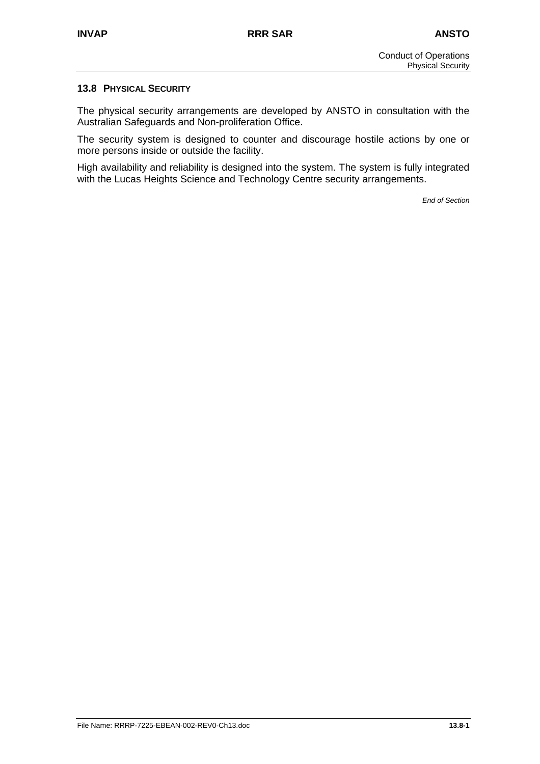## 13.8 PHYSICAL SECURITY

The physical security arrangements are developed by ANSTO in consultation with the Australian Safeguards and Non-proliferation Office.

The security system is designed to counter and discourage hostile actions by one or more persons inside or outside the facility.

High availability and reliability is designed into the system. The system is fully integrated with the Lucas Heights Science and Technology Centre security arrangements.

*End of Section*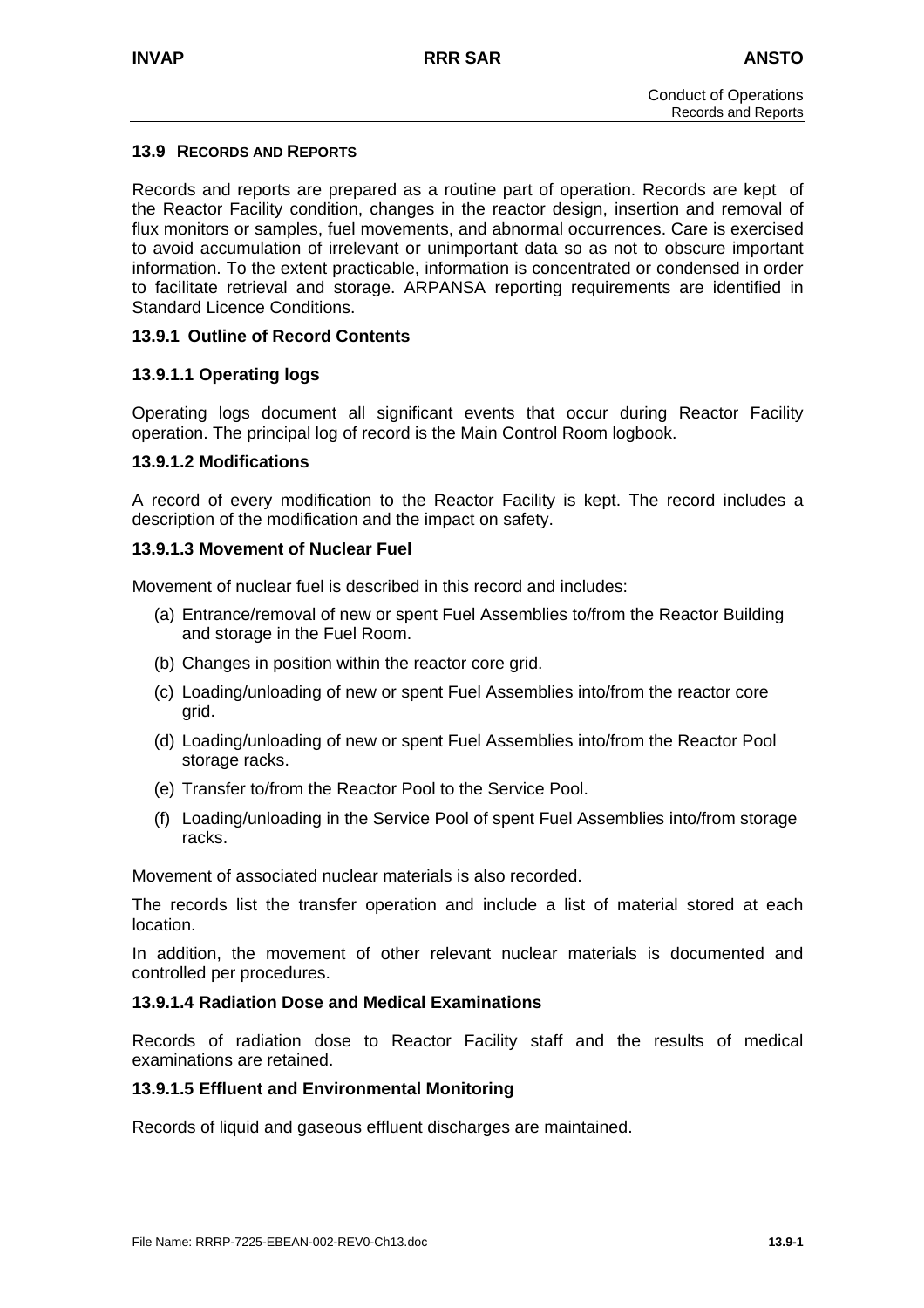## 13.9 RECORDS AND REPORTS

Records and reports are prepared as a routine part of operation. Records are kept of the Reactor Facility condition, changes in the reactor design, insertion and removal of flux monitors or samples, fuel movements, and abnormal occurrences. Care is exercised to avoid accumulation of irrelevant or unimportant data so as not to obscure important information. To the extent practicable, information is concentrated or condensed in order to facilitate retrieval and storage. ARPANSA reporting requirements are identified in Standard Licence Conditions.

### 13.9.1 Outline of Record Contents

#### 13.9.1.1 Operating logs

Operating logs document all significant events that occur during Reactor Facility operation. The principal log of record is the Main Control Room logbook.

#### 13.9.1.2 Modifications

A record of every modification to the Reactor Facility is kept. The record includes a description of the modification and the impact on safety.

#### 13.9.1.3 Movement of Nuclear Fuel

Movement of nuclear fuel is described in this record and includes:

(a) Entrance/removal of new or spent Fuel Assemblies to/from the Reactor Building and storage in the Fuel Room.

(b) Changes in position within the reactor core grid.

(c) Loading/unloading of new or spent Fuel Assemblies into/from the reactor core grid.

(d) Loading/unloading of new or spent Fuel Assemblies into/from the Reactor Pool storage racks.

(e) Transfer to/from the Reactor Pool to the Service Pool.

(f) Loading/unloading in the Service Pool of spent Fuel Assemblies into/from storage racks.

Movement of associated nuclear materials is also recorded.

The records list the transfer operation and include a list of material stored at each location.

In addition, the movement of other relevant nuclear materials is documented and controlled per procedures.

#### 13.9.1.4 Radiation Dose and Medical Examinations

Records of radiation dose to Reactor Facility staff and the results of medical examinations are retained.

#### 13.9.1.5 Effluent and Environmental Monitoring

Records of liquid and gaseous effluent discharges are maintained.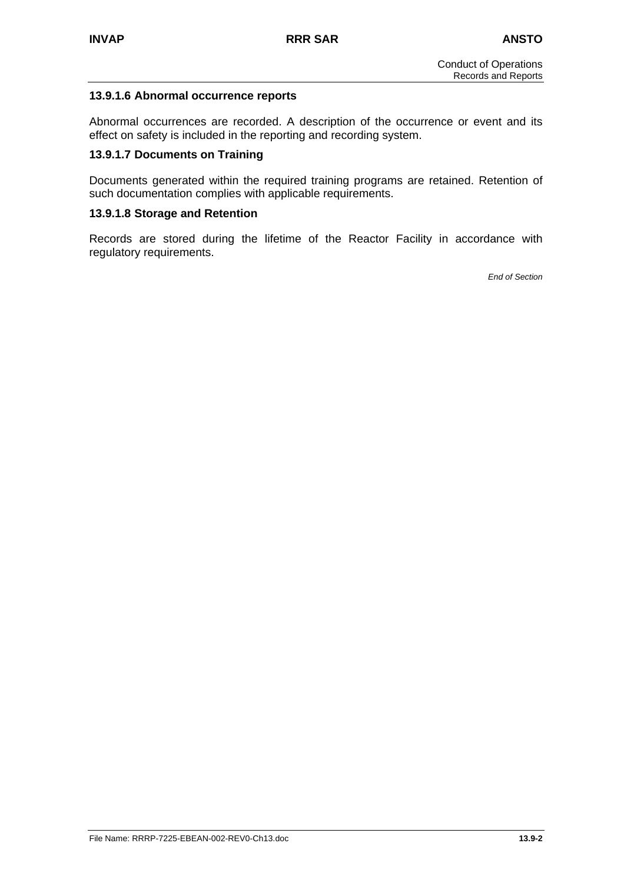#### 13.9.1.6 Abnormal occurrence reports

Abnormal occurrences are recorded. A description of the occurrence or event and its effect on safety is included in the reporting and recording system.

#### 13.9.1.7 Documents on Training

Documents generated within the required training programs are retained. Retention of such documentation complies with applicable requirements.

#### 13.9.1.8 Storage and Retention

Records are stored during the lifetime of the Reactor Facility in accordance with regulatory requirements.

*End of Section*